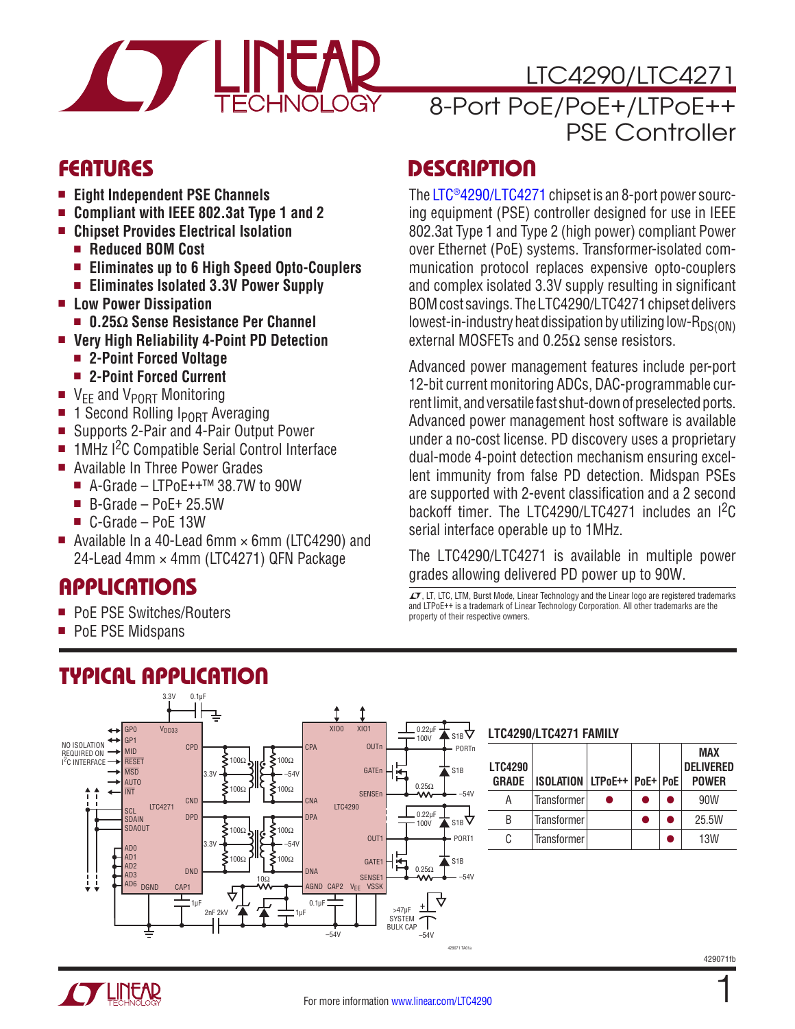# LTC4290/LTC4271

## 8-Port PoE/PoE+/LTPoE++ PSE Controller

## FEATURES

- **Eight Independent PSE Channels**
- **Compliant with IEEE 802.3at Type 1 and 2**
- **Chipset Provides Electrical Isolation**
  - **Reduced BOM Cost**
  - **Eliminates up to 6 High Speed Opto-Couplers**
  - **Eliminates Isolated 3.3V Power Supply**
- **Low Power Dissipation**
  - **0.25Ω Sense Resistance Per Channel**
- **Very High Reliability 4-Point PD Detection**
  - **2-Point Forced Voltage**
  - **2-Point Forced Current**
- $V_{EE}$ and $V_{PORT}$ Monitoring
- 1 Second Rolling $I_{PORT}$ Averaging
- Supports 2-Pair and 4-Pair Output Power
- 1MHz I²C Compatible Serial Control Interface
- Available In Three Power Grades
  - A-Grade – LTPoE++™ 38.7W to 90W
  - B-Grade – PoE+ 25.5W
  - C-Grade – PoE 13W
- Available In a 40-Lead 6mm × 6mm (LTC4290) and 24-Lead 4mm × 4mm (LTC4271) QFN Package

## APPLICATIONS

- PoE PSE Switches/Routers
- PoE PSE Midspans

## DESCRIPTION

The LTC®4290/LTC4271 chipset is an 8-port power sourcing equipment (PSE) controller designed for use in IEEE 802.3at Type 1 and Type 2 (high power) compliant Power over Ethernet (PoE) systems. Transformer-isolated communication protocol replaces expensive opto-couplers and complex isolated 3.3V supply resulting in significant BOM cost savings. The LTC4290/LTC4271 chipset delivers lowest-in-industry heat dissipation by utilizing low-$R_{DS(ON)}$ external MOSFETs and 0.25Ω sense resistors.

Advanced power management features include per-port 12-bit current monitoring ADCs, DAC-programmable current limit, and versatile fast shut-down of preselected ports. Advanced power management host software is available under a no-cost license. PD discovery uses a proprietary dual-mode 4-point detection mechanism ensuring excellent immunity from false PD detection. Midspan PSEs are supported with 2-event classification and a 2 second backoff timer. The LTC4290/LTC4271 includes an I²C serial interface operable up to 1MHz.

The LTC4290/LTC4271 is available in multiple power grades allowing delivered PD power up to 90W.

LT, LTC, LTM, Burst Mode, Linear Technology and the Linear logo are registered trademarks and LTPoE++ is a trademark of Linear Technology Corporation. All other trademarks are the property of their respective owners.

## TYPICAL APPLICATION

3.3V
0.1µF
GP0
GP1
MID
RESET
MSD
AUTO
INT
SCL
SDAIN
SDAOUT
AD0
AD1
AD2
AD3
AD6
VDD33
CPD
CND
DPD
DND
DGND
CAP1
LTC4271
NO ISOLATION REQUIRED ON I²C INTERFACE
100Ω
3.3V
–54V
10Ω
1µF
2nF 2kV
1µF
CPA
CNA
DPA
DNA
AGND
CAP2
VEE
VSSK
XIO0
XIO1
LTC4290
OUTn
GATEn
SENSEn
OUT1
GATE1
SENSE1
0.22µF 100V
S1B
PORTn
0.25Ω
PORT1
0.1µF
>47µF SYSTEM BULK CAP
–54V

### LTC4290/LTC4271 FAMILY

| LTC4290 GRADE | ISOLATION | LTPoE++ | PoE+ | PoE | MAX DELIVERED POWER |
|---|---|---|---|---|---|
| A | Transformer | ● | ● | ● | 90W |
| B | Transformer | | ● | ● | 25.5W |
| C | Transformer | | | ● | 13W |

For more information www.linear.com/LTC4290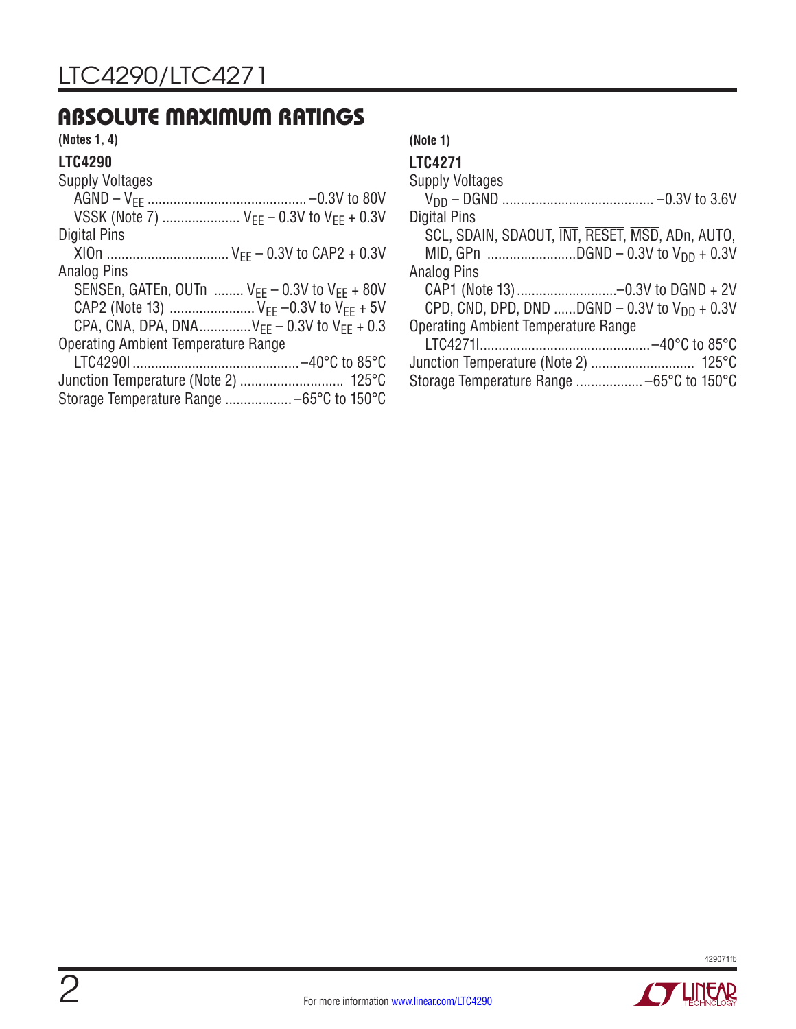## ABSOLUTE MAXIMUM RATINGS

**(Notes 1, 4)**

**LTC4290**

Supply Voltages

- AGND – $V_{EE}$ ........................................ –0.3V to 80V
- VSSK (Note 7) .................... $V_{EE}$ – 0.3V to $V_{EE}$ + 0.3V

Digital Pins

- XIOn ................................ $V_{EE}$ – 0.3V to CAP2 + 0.3V

Analog Pins

- SENSEn, GATEn, OUTn ........ $V_{EE}$ – 0.3V to $V_{EE}$ + 80V
- CAP2 (Note 13) ...................... $V_{EE}$ –0.3V to $V_{EE}$ + 5V
- CPA, CNA, DPA, DNA.............$V_{EE}$ – 0.3V to $V_{EE}$ + 0.3

Operating Ambient Temperature Range

- LTC4290I ............................................–40°C to 85°C

Junction Temperature (Note 2) ........................... 125°C

Storage Temperature Range .................. –65°C to 150°C

**(Note 1)**

**LTC4271**

Supply Voltages

- $V_{DD}$ – DGND ........................................ –0.3V to 3.6V

Digital Pins

- SCL, SDAIN, SDAOUT, $\overline{\text{INT}}$, $\overline{\text{RESET}}$, $\overline{\text{MSD}}$, ADn, AUTO, MID, GPn ........................DGND – 0.3V to $V_{DD}$ + 0.3V

Analog Pins

- CAP1 (Note 13)...........................–0.3V to DGND + 2V
- CPD, CND, DPD, DND ......DGND – 0.3V to $V_{DD}$ + 0.3V

Operating Ambient Temperature Range

- LTC4271I.............................................–40°C to 85°C

Junction Temperature (Note 2) ........................... 125°C

Storage Temperature Range .................. –65°C to 150°C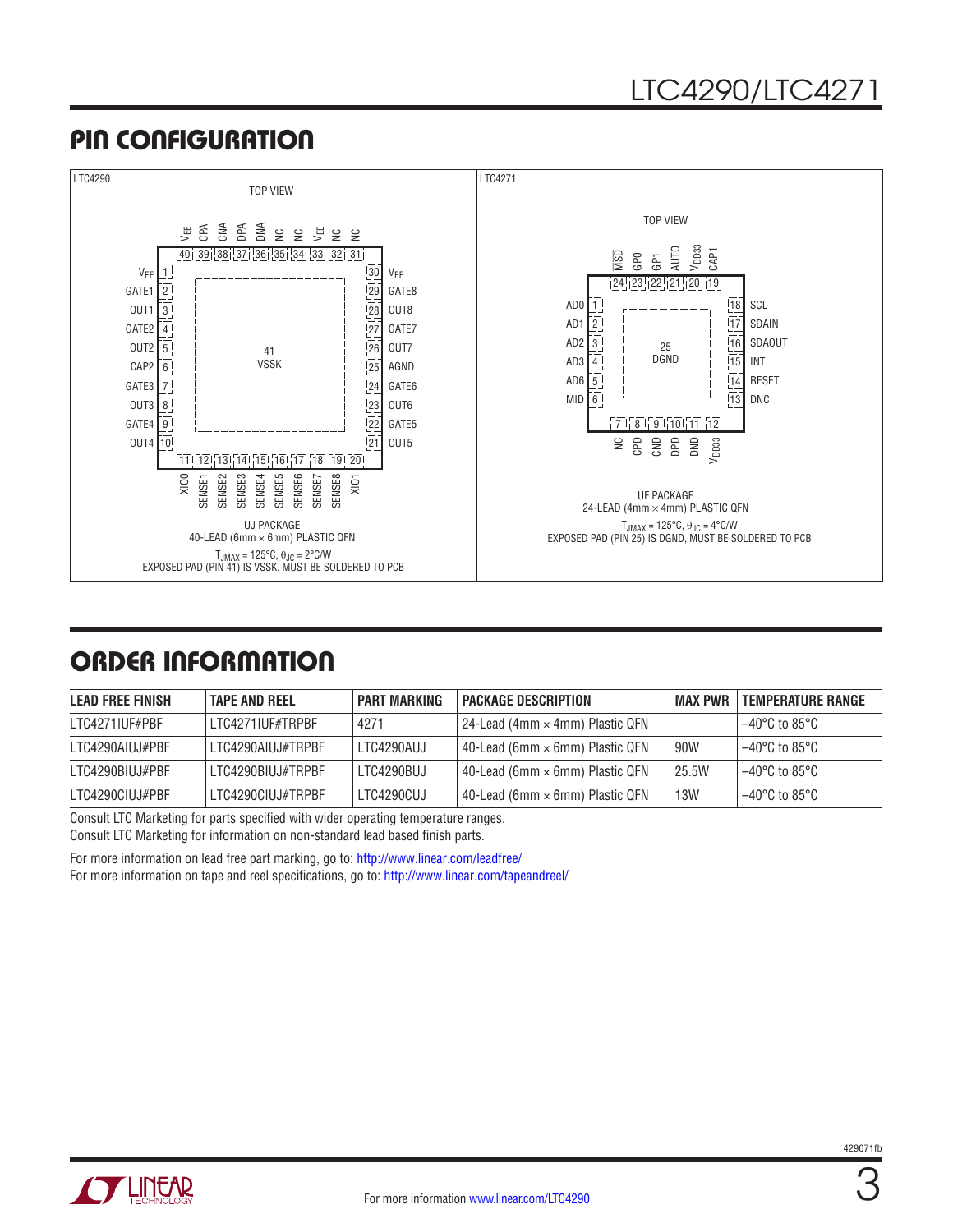## PIN CONFIGURATION

LTC4290

TOP VIEW

40 $V_{EE}$, 39 CPA, 38 CNA, 37 DPA, 36 DNA, 35 NC, 34 NC, 33 $V_{EE}$, 32 NC, 31 NC

1 $V_{EE}$, 2 GATE1, 3 OUT1, 4 GATE2, 5 OUT2, 6 CAP2, 7 GATE3, 8 OUT3, 9 GATE4, 10 OUT4

11 XIO0, 12 SENSE1, 13 SENSE2, 14 SENSE3, 15 SENSE4, 16 SENSE5, 17 SENSE6, 18 SENSE7, 19 SENSE8, 20 XIO1

30 $V_{EE}$, 29 GATE8, 28 OUT8, 27 GATE7, 26 OUT7, 25 AGND, 24 GATE6, 23 OUT6, 22 GATE5, 21 OUT5

41 VSSK

UJ PACKAGE
40-LEAD (6mm × 6mm) PLASTIC QFN

$T_{JMAX} = 125°C$, $\theta_{JC} = 2°C/W$
EXPOSED PAD (PIN 41) IS VSSK, MUST BE SOLDERED TO PCB

LTC4271

TOP VIEW

24 $\overline{MSD}$, 23 GP0, 22 GP1, 21 AUTO, 20 $V_{DD33}$, 19 CAP1

1 AD0, 2 AD1, 3 AD2, 4 AD3, 5 AD6, 6 MID

7 NC, 8 CPD, 9 CND, 10 DPD, 11 DND, 12 $V_{DD33}$

18 SCL, 17 SDAIN, 16 SDAOUT, 15 $\overline{INT}$, 14 $\overline{RESET}$, 13 DNC

25 DGND

UF PACKAGE
24-LEAD (4mm × 4mm) PLASTIC QFN

$T_{JMAX} = 125°C$, $\theta_{JC} = 4°C/W$
EXPOSED PAD (PIN 25) IS DGND, MUST BE SOLDERED TO PCB

## ORDER INFORMATION

| LEAD FREE FINISH | TAPE AND REEL | PART MARKING | PACKAGE DESCRIPTION | MAX PWR | TEMPERATURE RANGE |
|---|---|---|---|---|---|
| LTC4271IUF#PBF | LTC4271IUF#TRPBF | 4271 | 24-Lead (4mm × 4mm) Plastic QFN | | –40°C to 85°C |
| LTC4290AIUJ#PBF | LTC4290AIUJ#TRPBF | LTC4290AUJ | 40-Lead (6mm × 6mm) Plastic QFN | 90W | –40°C to 85°C |
| LTC4290BIUJ#PBF | LTC4290BIUJ#TRPBF | LTC4290BUJ | 40-Lead (6mm × 6mm) Plastic QFN | 25.5W | –40°C to 85°C |
| LTC4290CIUJ#PBF | LTC4290CIUJ#TRPBF | LTC4290CUJ | 40-Lead (6mm × 6mm) Plastic QFN | 13W | –40°C to 85°C |

Consult LTC Marketing for parts specified with wider operating temperature ranges.
Consult LTC Marketing for information on non-standard lead based finish parts.

For more information on lead free part marking, go to: http://www.linear.com/leadfree/
For more information on tape and reel specifications, go to: http://www.linear.com/tapeandreel/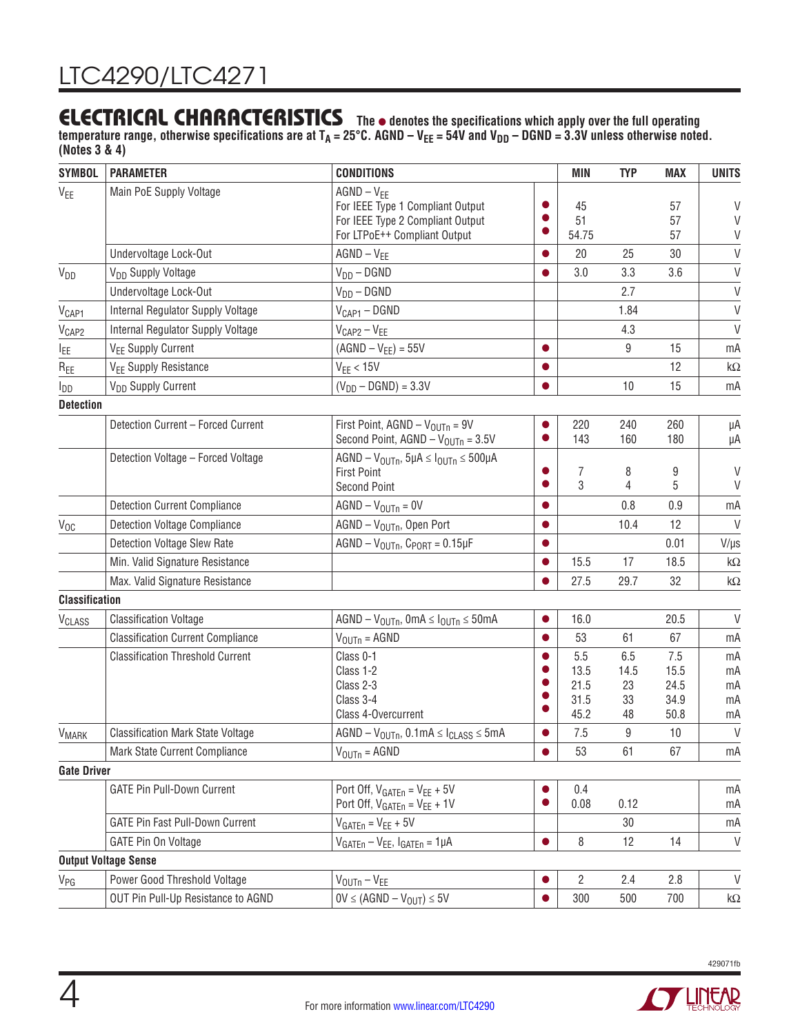## ELECTRICAL CHARACTERISTICS

**The ● denotes the specifications which apply over the full operating temperature range, otherwise specifications are at $T_A$ = 25°C. AGND – $V_{EE}$ = 54V and $V_{DD}$ – DGND = 3.3V unless otherwise noted. (Notes 3 & 4)**

| SYMBOL | PARAMETER | CONDITIONS | | MIN | TYP | MAX | UNITS |
|---|---|---|---|---|---|---|---|
| $V_{EE}$ | Main PoE Supply Voltage | AGND – $V_{EE}$<br>For IEEE Type 1 Compliant Output<br>For IEEE Type 2 Compliant Output<br>For LTPoE++ Compliant Output | <br>●<br>●<br>● | <br>45<br>51<br>54.75 | | <br>57<br>57<br>57 | <br>V<br>V<br>V |
| | Undervoltage Lock-Out | AGND – $V_{EE}$ | ● | 20 | 25 | 30 | V |
| $V_{DD}$ | $V_{DD}$ Supply Voltage | $V_{DD}$ – DGND | ● | 3.0 | 3.3 | 3.6 | V |
| | Undervoltage Lock-Out | $V_{DD}$ – DGND | | | 2.7 | | V |
| $V_{CAP1}$ | Internal Regulator Supply Voltage | $V_{CAP1}$ – DGND | | | 1.84 | | V |
| $V_{CAP2}$ | Internal Regulator Supply Voltage | $V_{CAP2}$ – $V_{EE}$ | | | 4.3 | | V |
| $I_{EE}$ | $V_{EE}$ Supply Current | (AGND – $V_{EE}$) = 55V | ● | | 9 | 15 | mA |
| $R_{EE}$ | $V_{EE}$ Supply Resistance | $V_{EE}$ < 15V | ● | | | 12 | kΩ |
| $I_{DD}$ | $V_{DD}$ Supply Current | ($V_{DD}$ – DGND) = 3.3V | ● | | 10 | 15 | mA |
| **Detection** | | | | | | | |
| | Detection Current – Forced Current | First Point, AGND – $V_{OUTn}$ = 9V<br>Second Point, AGND – $V_{OUTn}$ = 3.5V | ●<br>● | 220<br>143 | 240<br>160 | 260<br>180 | µA<br>µA |
| | Detection Voltage – Forced Voltage | AGND – $V_{OUTn}$, 5µA ≤ $I_{OUTn}$ ≤ 500µA<br>First Point<br>Second Point | <br>●<br>● | <br>7<br>3 | <br>8<br>4 | <br>9<br>5 | <br>V<br>V |
| | Detection Current Compliance | AGND – $V_{OUTn}$ = 0V | ● | | 0.8 | 0.9 | mA |
| $V_{OC}$ | Detection Voltage Compliance | AGND – $V_{OUTn}$, Open Port | ● | | 10.4 | 12 | V |
| | Detection Voltage Slew Rate | AGND – $V_{OUTn}$, $C_{PORT}$ = 0.15µF | ● | | | 0.01 | V/µs |
| | Min. Valid Signature Resistance | | ● | 15.5 | 17 | 18.5 | kΩ |
| | Max. Valid Signature Resistance | | ● | 27.5 | 29.7 | 32 | kΩ |
| **Classification** | | | | | | | |
| $V_{CLASS}$ | Classification Voltage | AGND – $V_{OUTn}$, 0mA ≤ $I_{OUTn}$ ≤ 50mA | ● | 16.0 | | 20.5 | V |
| | Classification Current Compliance | $V_{OUTn}$ = AGND | ● | 53 | 61 | 67 | mA |
| | Classification Threshold Current | Class 0-1<br>Class 1-2<br>Class 2-3<br>Class 3-4<br>Class 4-Overcurrent | ●<br>●<br>●<br>●<br>● | 5.5<br>13.5<br>21.5<br>31.5<br>45.2 | 6.5<br>14.5<br>23<br>33<br>48 | 7.5<br>15.5<br>24.5<br>34.9<br>50.8 | mA<br>mA<br>mA<br>mA<br>mA |
| $V_{MARK}$ | Classification Mark State Voltage | AGND – $V_{OUTn}$, 0.1mA ≤ $I_{CLASS}$ ≤ 5mA | ● | 7.5 | 9 | 10 | V |
| | Mark State Current Compliance | $V_{OUTn}$ = AGND | ● | 53 | 61 | 67 | mA |
| **Gate Driver** | | | | | | | |
| | GATE Pin Pull-Down Current | Port Off, $V_{GATEn}$ = $V_{EE}$ + 5V<br>Port Off, $V_{GATEn}$ = $V_{EE}$ + 1V | ●<br>● | 0.4<br>0.08 | <br>0.12 | | mA<br>mA |
| | GATE Pin Fast Pull-Down Current | $V_{GATEn}$ = $V_{EE}$ + 5V | | | 30 | | mA |
| | GATE Pin On Voltage | $V_{GATEn}$ – $V_{EE}$, $I_{GATEn}$ = 1µA | ● | 8 | 12 | 14 | V |
| **Output Voltage Sense** | | | | | | | |
| $V_{PG}$ | Power Good Threshold Voltage | $V_{OUTn}$ – $V_{EE}$ | ● | 2 | 2.4 | 2.8 | V |
| | OUT Pin Pull-Up Resistance to AGND | 0V ≤ (AGND – $V_{OUT}$) ≤ 5V | ● | 300 | 500 | 700 | kΩ |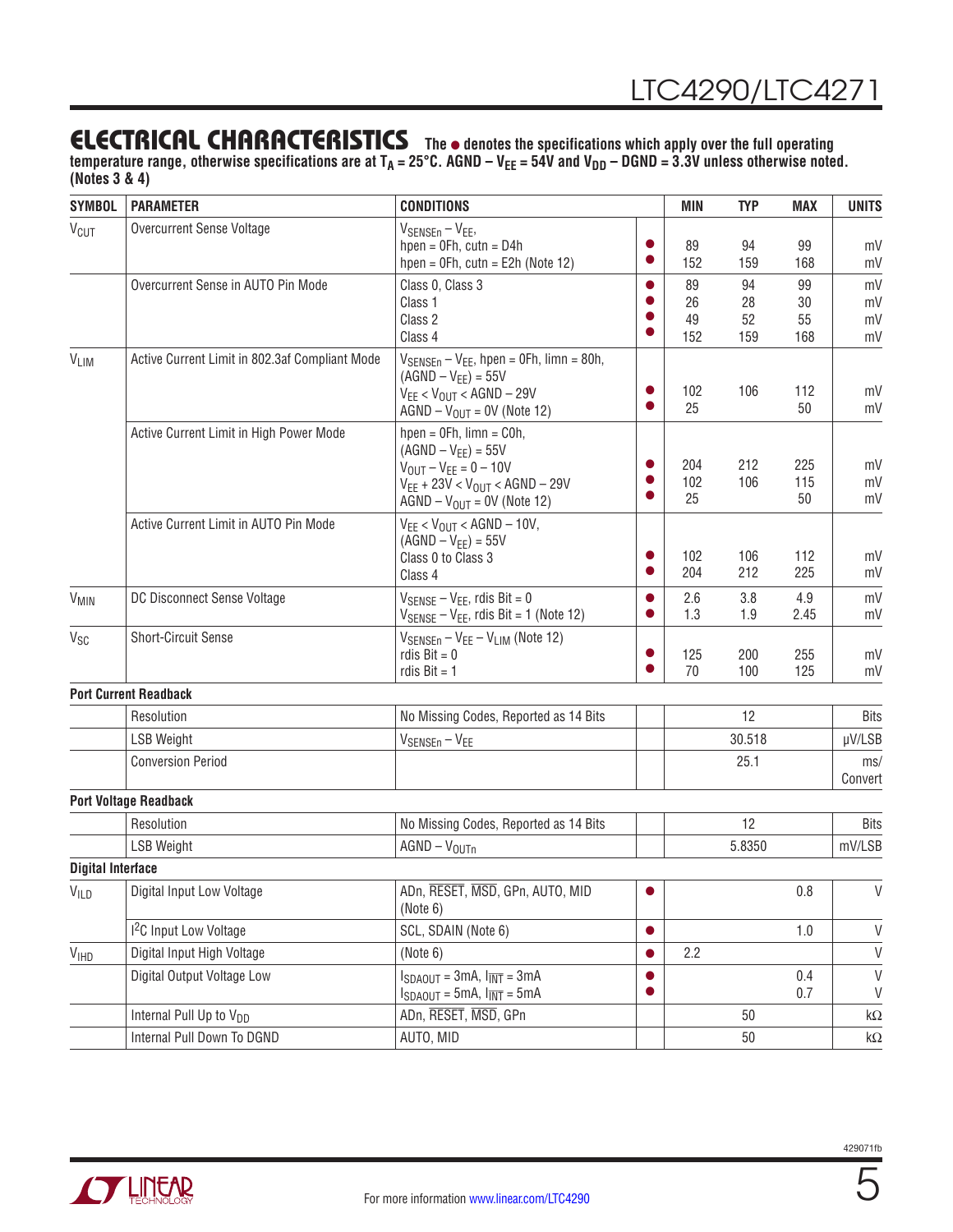## ELECTRICAL CHARACTERISTICS

**The ● denotes the specifications which apply over the full operating temperature range, otherwise specifications are at $T_A$ = 25°C. AGND – $V_{EE}$ = 54V and $V_{DD}$ – DGND = 3.3V unless otherwise noted. (Notes 3 & 4)**

| SYMBOL | PARAMETER | CONDITIONS | | MIN | TYP | MAX | UNITS |
|---|---|---|---|---|---|---|---|
| $V_{CUT}$ | Overcurrent Sense Voltage | $V_{SENSEn} – V_{EE}$,<br>hpen = 0Fh, cutn = D4h<br>hpen = 0Fh, cutn = E2h (Note 12) | <br>●<br>● | <br>89<br>152 | <br>94<br>159 | <br>99<br>168 | <br>mV<br>mV |
| | Overcurrent Sense in AUTO Pin Mode | Class 0, Class 3<br>Class 1<br>Class 2<br>Class 4 | ●<br>●<br>●<br>● | 89<br>26<br>49<br>152 | 94<br>28<br>52<br>159 | 99<br>30<br>55<br>168 | mV<br>mV<br>mV<br>mV |
| $V_{LIM}$ | Active Current Limit in 802.3af Compliant Mode | $V_{SENSEn} – V_{EE}$, hpen = 0Fh, limn = 80h,<br>$(AGND – V_{EE})$ = 55V<br>$V_{EE} < V_{OUT} <$ AGND – 29V<br>AGND – $V_{OUT}$ = 0V (Note 12) | <br><br>●<br>● | <br><br>102<br>25 | <br><br>106 | <br><br>112<br>50 | <br><br>mV<br>mV |
| | Active Current Limit in High Power Mode | hpen = 0Fh, limn = C0h,<br>$(AGND – V_{EE})$ = 55V<br>$V_{OUT} – V_{EE}$ = 0 – 10V<br>$V_{EE}$ + 23V < $V_{OUT}$ < AGND – 29V<br>AGND – $V_{OUT}$ = 0V (Note 12) | <br><br>●<br>●<br>● | <br><br>204<br>102<br>25 | <br><br>212<br>106 | <br><br>225<br>115<br>50 | <br><br>mV<br>mV<br>mV |
| | Active Current Limit in AUTO Pin Mode | $V_{EE} < V_{OUT} <$ AGND – 10V,<br>$(AGND – V_{EE})$ = 55V<br>Class 0 to Class 3<br>Class 4 | <br><br>●<br>● | <br><br>102<br>204 | <br><br>106<br>212 | <br><br>112<br>225 | <br><br>mV<br>mV |
| $V_{MIN}$ | DC Disconnect Sense Voltage | $V_{SENSE} – V_{EE}$, rdis Bit = 0<br>$V_{SENSE} – V_{EE}$, rdis Bit = 1 (Note 12) | ●<br>● | 2.6<br>1.3 | 3.8<br>1.9 | 4.9<br>2.45 | mV<br>mV |
| $V_{SC}$ | Short-Circuit Sense | $V_{SENSEn} – V_{EE} – V_{LIM}$ (Note 12)<br>rdis Bit = 0<br>rdis Bit = 1 | <br>●<br>● | <br>125<br>70 | <br>200<br>100 | <br>255<br>125 | <br>mV<br>mV |
| **Port Current Readback** | | | | | | | |
| | Resolution | No Missing Codes, Reported as 14 Bits | | | 12 | | Bits |
| | LSB Weight | $V_{SENSEn} – V_{EE}$ | | | 30.518 | | µV/LSB |
| | Conversion Period | | | | 25.1 | | ms/Convert |
| **Port Voltage Readback** | | | | | | | |
| | Resolution | No Missing Codes, Reported as 14 Bits | | | 12 | | Bits |
| | LSB Weight | AGND – $V_{OUTn}$ | | | 5.8350 | | mV/LSB |
| **Digital Interface** | | | | | | | |
| $V_{ILD}$ | Digital Input Low Voltage | ADn, $\overline{RESET}$, $\overline{MSD}$, GPn, AUTO, MID (Note 6) | ● | | | 0.8 | V |
| | I²C Input Low Voltage | SCL, SDAIN (Note 6) | ● | | | 1.0 | V |
| $V_{IHD}$ | Digital Input High Voltage | (Note 6) | ● | 2.2 | | | V |
| | Digital Output Voltage Low | $I_{SDAOUT}$ = 3mA, $I_{\overline{INT}}$ = 3mA<br>$I_{SDAOUT}$ = 5mA, $I_{\overline{INT}}$ = 5mA | ●<br>● | | | 0.4<br>0.7 | V<br>V |
| | Internal Pull Up to $V_{DD}$ | ADn, $\overline{RESET}$, $\overline{MSD}$, GPn | | | 50 | | kΩ |
| | Internal Pull Down To DGND | AUTO, MID | | | 50 | | kΩ |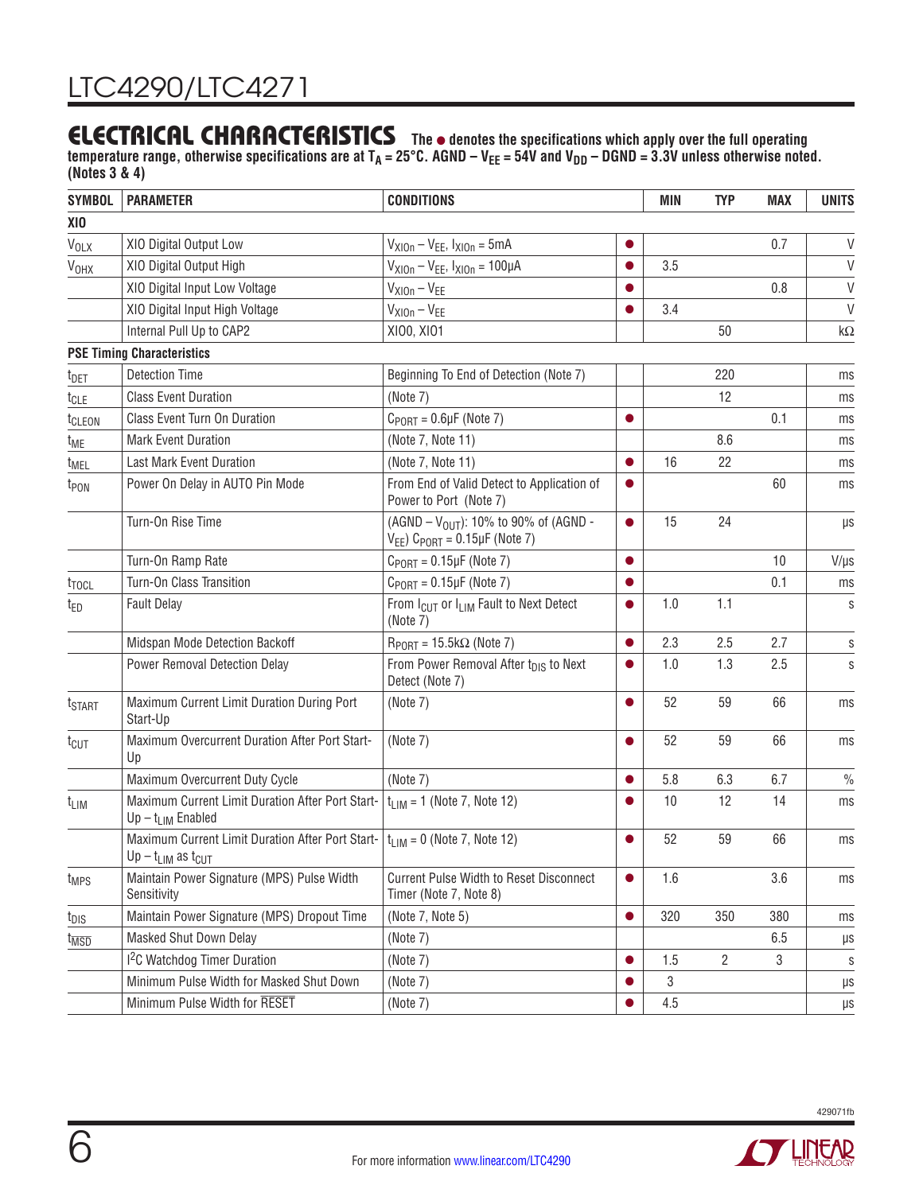## ELECTRICAL CHARACTERISTICS

**The ● denotes the specifications which apply over the full operating temperature range, otherwise specifications are at $T_A = 25°C$. AGND – $V_{EE}$ = 54V and $V_{DD}$ – DGND = 3.3V unless otherwise noted. (Notes 3 & 4)**

| SYMBOL | PARAMETER | CONDITIONS | | MIN | TYP | MAX | UNITS |
|---|---|---|---|---|---|---|---|
| **XIO** | | | | | | | |
| $V_{OLX}$ | XIO Digital Output Low | $V_{XIOn} - V_{EE}$, $I_{XIOn}$ = 5mA | ● | | | 0.7 | V |
| $V_{OHX}$ | XIO Digital Output High | $V_{XIOn} - V_{EE}$, $I_{XIOn}$ = 100µA | ● | 3.5 | | | V |
| | XIO Digital Input Low Voltage | $V_{XIOn} - V_{EE}$ | ● | | | 0.8 | V |
| | XIO Digital Input High Voltage | $V_{XIOn} - V_{EE}$ | ● | 3.4 | | | V |
| | Internal Pull Up to CAP2 | XIO0, XIO1 | | | 50 | | kΩ |
| **PSE Timing Characteristics** | | | | | | | |
| $t_{DET}$ | Detection Time | Beginning To End of Detection (Note 7) | | | 220 | | ms |
| $t_{CLE}$ | Class Event Duration | (Note 7) | | | 12 | | ms |
| $t_{CLEON}$ | Class Event Turn On Duration | $C_{PORT}$ = 0.6µF (Note 7) | ● | | | 0.1 | ms |
| $t_{ME}$ | Mark Event Duration | (Note 7, Note 11) | | | 8.6 | | ms |
| $t_{MEL}$ | Last Mark Event Duration | (Note 7, Note 11) | ● | 16 | 22 | | ms |
| $t_{PON}$ | Power On Delay in AUTO Pin Mode | From End of Valid Detect to Application of Power to Port (Note 7) | ● | | | 60 | ms |
| | Turn-On Rise Time | (AGND – $V_{OUT}$): 10% to 90% of (AGND - $V_{EE}$) $C_{PORT}$ = 0.15µF (Note 7) | ● | 15 | 24 | | µs |
| | Turn-On Ramp Rate | $C_{PORT}$ = 0.15µF (Note 7) | ● | | | 10 | V/µs |
| $t_{TOCL}$ | Turn-On Class Transition | $C_{PORT}$ = 0.15µF (Note 7) | ● | | | 0.1 | ms |
| $t_{ED}$ | Fault Delay | From $I_{CUT}$ or $I_{LIM}$ Fault to Next Detect (Note 7) | ● | 1.0 | 1.1 | | s |
| | Midspan Mode Detection Backoff | $R_{PORT}$ = 15.5kΩ (Note 7) | ● | 2.3 | 2.5 | 2.7 | s |
| | Power Removal Detection Delay | From Power Removal After $t_{DIS}$ to Next Detect (Note 7) | ● | 1.0 | 1.3 | 2.5 | s |
| $t_{START}$ | Maximum Current Limit Duration During Port Start-Up | (Note 7) | ● | 52 | 59 | 66 | ms |
| $t_{CUT}$ | Maximum Overcurrent Duration After Port Start-Up | (Note 7) | ● | 52 | 59 | 66 | ms |
| | Maximum Overcurrent Duty Cycle | (Note 7) | ● | 5.8 | 6.3 | 6.7 | % |
| $t_{LIM}$ | Maximum Current Limit Duration After Port Start-Up – $t_{LIM}$ Enabled | $t_{LIM}$ = 1 (Note 7, Note 12) | ● | 10 | 12 | 14 | ms |
| | Maximum Current Limit Duration After Port Start-Up – $t_{LIM}$ as $t_{CUT}$ | $t_{LIM}$ = 0 (Note 7, Note 12) | ● | 52 | 59 | 66 | ms |
| $t_{MPS}$ | Maintain Power Signature (MPS) Pulse Width Sensitivity | Current Pulse Width to Reset Disconnect Timer (Note 7, Note 8) | ● | 1.6 | | 3.6 | ms |
| $t_{DIS}$ | Maintain Power Signature (MPS) Dropout Time | (Note 7, Note 5) | ● | 320 | 350 | 380 | ms |
| $t_{\overline{MSD}}$ | Masked Shut Down Delay | (Note 7) | | | | 6.5 | µs |
| | I²C Watchdog Timer Duration | (Note 7) | ● | 1.5 | 2 | 3 | s |
| | Minimum Pulse Width for Masked Shut Down | (Note 7) | ● | 3 | | | µs |
| | Minimum Pulse Width for $\overline{RESET}$ | (Note 7) | ● | 4.5 | | | µs |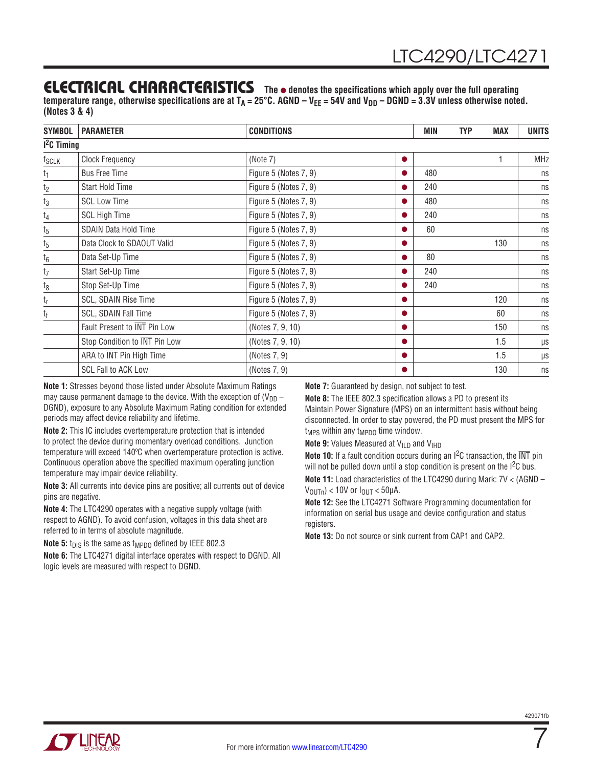## ELECTRICAL CHARACTERISTICS

**The ● denotes the specifications which apply over the full operating temperature range, otherwise specifications are at $T_A$ = 25°C. AGND – $V_{EE}$ = 54V and $V_{DD}$ – DGND = 3.3V unless otherwise noted. (Notes 3 & 4)**

| SYMBOL | PARAMETER | CONDITIONS | | MIN | TYP | MAX | UNITS |
|---|---|---|---|---|---|---|---|
| **$I^2C$ Timing** | | | | | | | |
| $f_{SCLK}$ | Clock Frequency | (Note 7) | ● | | | 1 | MHz |
| $t_1$ | Bus Free Time | Figure 5 (Notes 7, 9) | ● | 480 | | | ns |
| $t_2$ | Start Hold Time | Figure 5 (Notes 7, 9) | ● | 240 | | | ns |
| $t_3$ | SCL Low Time | Figure 5 (Notes 7, 9) | ● | 480 | | | ns |
| $t_4$ | SCL High Time | Figure 5 (Notes 7, 9) | ● | 240 | | | ns |
| $t_5$ | SDAIN Data Hold Time | Figure 5 (Notes 7, 9) | ● | 60 | | | ns |
| $t_5$ | Data Clock to SDAOUT Valid | Figure 5 (Notes 7, 9) | ● | | | 130 | ns |
| $t_6$ | Data Set-Up Time | Figure 5 (Notes 7, 9) | ● | 80 | | | ns |
| $t_7$ | Start Set-Up Time | Figure 5 (Notes 7, 9) | ● | 240 | | | ns |
| $t_8$ | Stop Set-Up Time | Figure 5 (Notes 7, 9) | ● | 240 | | | ns |
| $t_r$ | SCL, SDAIN Rise Time | Figure 5 (Notes 7, 9) | ● | | | 120 | ns |
| $t_f$ | SCL, SDAIN Fall Time | Figure 5 (Notes 7, 9) | ● | | | 60 | ns |
| | Fault Present to $\overline{INT}$ Pin Low | (Notes 7, 9, 10) | ● | | | 150 | ns |
| | Stop Condition to $\overline{INT}$ Pin Low | (Notes 7, 9, 10) | ● | | | 1.5 | µs |
| | ARA to $\overline{INT}$ Pin High Time | (Notes 7, 9) | ● | | | 1.5 | µs |
| | SCL Fall to ACK Low | (Notes 7, 9) | ● | | | 130 | ns |

**Note 1:** Stresses beyond those listed under Absolute Maximum Ratings may cause permanent damage to the device. With the exception of ($V_{DD}$ – DGND), exposure to any Absolute Maximum Rating condition for extended periods may affect device reliability and lifetime.

**Note 2:** This IC includes overtemperature protection that is intended to protect the device during momentary overload conditions. Junction temperature will exceed 140ºC when overtemperature protection is active. Continuous operation above the specified maximum operating junction temperature may impair device reliability.

**Note 3:** All currents into device pins are positive; all currents out of device pins are negative.

**Note 4:** The LTC4290 operates with a negative supply voltage (with respect to AGND). To avoid confusion, voltages in this data sheet are referred to in terms of absolute magnitude.

**Note 5:** $t_{DIS}$ is the same as $t_{MPDO}$ defined by IEEE 802.3

**Note 6:** The LTC4271 digital interface operates with respect to DGND. All logic levels are measured with respect to DGND.

**Note 7:** Guaranteed by design, not subject to test.

**Note 8:** The IEEE 802.3 specification allows a PD to present its Maintain Power Signature (MPS) on an intermittent basis without being disconnected. In order to stay powered, the PD must present the MPS for $t_{MPS}$ within any $t_{MPDO}$ time window.

**Note 9:** Values Measured at $V_{ILD}$ and $V_{IHD}$

**Note 10:** If a fault condition occurs during an $I^2C$ transaction, the $\overline{INT}$ pin will not be pulled down until a stop condition is present on the $I^2C$ bus.

**Note 11:** Load characteristics of the LTC4290 during Mark: 7V < (AGND – $V_{OUTn}$) < 10V or $I_{OUT}$ < 50µA.

**Note 12:** See the LTC4271 Software Programming documentation for information on serial bus usage and device configuration and status registers.

**Note 13:** Do not source or sink current from CAP1 and CAP2.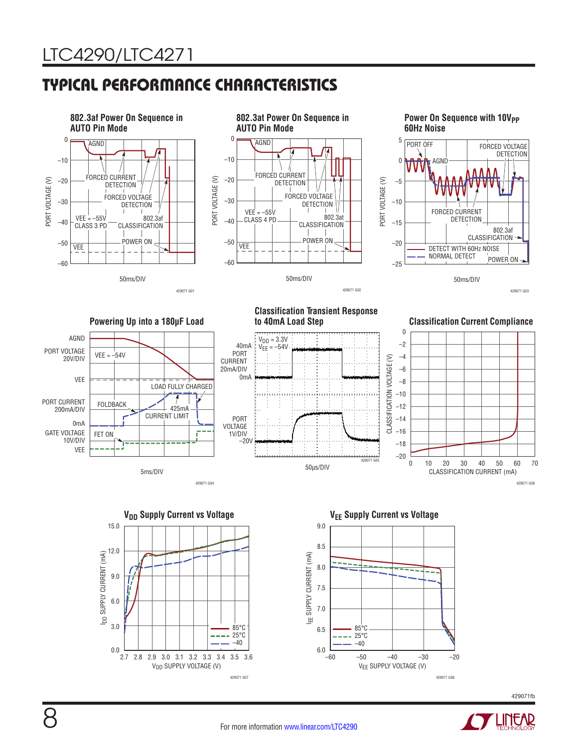## TYPICAL PERFORMANCE CHARACTERISTICS

**802.3af Power On Sequence in AUTO Pin Mode**

PORT VOLTAGE (V)
0
–10
–20
–30
–40
–50
–60
AGND
FORCED CURRENT DETECTION
FORCED VOLTAGE DETECTION
VEE = –55V
CLASS 3 PD
802.3af CLASSIFICATION
POWER ON
VEE
50ms/DIV
429071 G01

**802.3at Power On Sequence in AUTO Pin Mode**

PORT VOLTAGE (V)
0
–10
–20
–30
–40
–50
–60
AGND
FORCED CURRENT DETECTION
FORCED VOLTAGE DETECTION
VEE = –55V
CLASS 4 PD
802.3at CLASSIFICATION
POWER ON
VEE
50ms/DIV
429071 G02

**Power On Sequence with $10V_{PP}$ 60Hz Noise**

PORT VOLTAGE (V)
5
0
–5
–10
–15
–20
–25
PORT OFF
AGND
FORCED VOLTAGE DETECTION
FORCED CURRENT DETECTION
802.3af CLASSIFICATION
DETECT WITH 60Hz NOISE
NORMAL DETECT
POWER ON
50ms/DIV
429071 G03

**Powering Up into a 180µF Load**

AGND
PORT VOLTAGE 20V/DIV
VEE = –54V
VEE
LOAD FULLY CHARGED
PORT CURRENT 200mA/DIV
FOLDBACK
425mA CURRENT LIMIT
0mA
GATE VOLTAGE 10V/DIV
FET ON
VEE
5ms/DIV
429071 G04

**Classification Transient Response to 40mA Load Step**

$V_{DD}$ = 3.3V
$V_{EE}$ = –54V
40mA
PORT CURRENT 20mA/DIV
0mA
PORT VOLTAGE 1V/DIV
–20V
50µs/DIV
429071 G05

**Classification Current Compliance**

CLASSIFICATION VOLTAGE (V)
0
–2
–4
–6
–8
–10
–12
–14
–16
–18
–20
0 10 20 30 40 50 60 70
CLASSIFICATION CURRENT (mA)
429071 G06

**$V_{DD}$ Supply Current vs Voltage**

$I_{DD}$ SUPPLY CURRENT (mA)
15.0
12.0
9.0
6.0
3.0
0.0
2.7 2.8 2.9 3.0 3.1 3.2 3.3 3.4 3.5 3.6
$V_{DD}$ SUPPLY VOLTAGE (V)
85°C
25°C
–40
429071 G07

**$V_{EE}$ Supply Current vs Voltage**

$I_{EE}$ SUPPLY CURRENT (mA)
9.0
8.5
8.0
7.5
7.0
6.5
6.0
–60 –50 –40 –30 –20
$V_{EE}$ SUPPLY VOLTAGE (V)
85°C
25°C
–40
429071 G08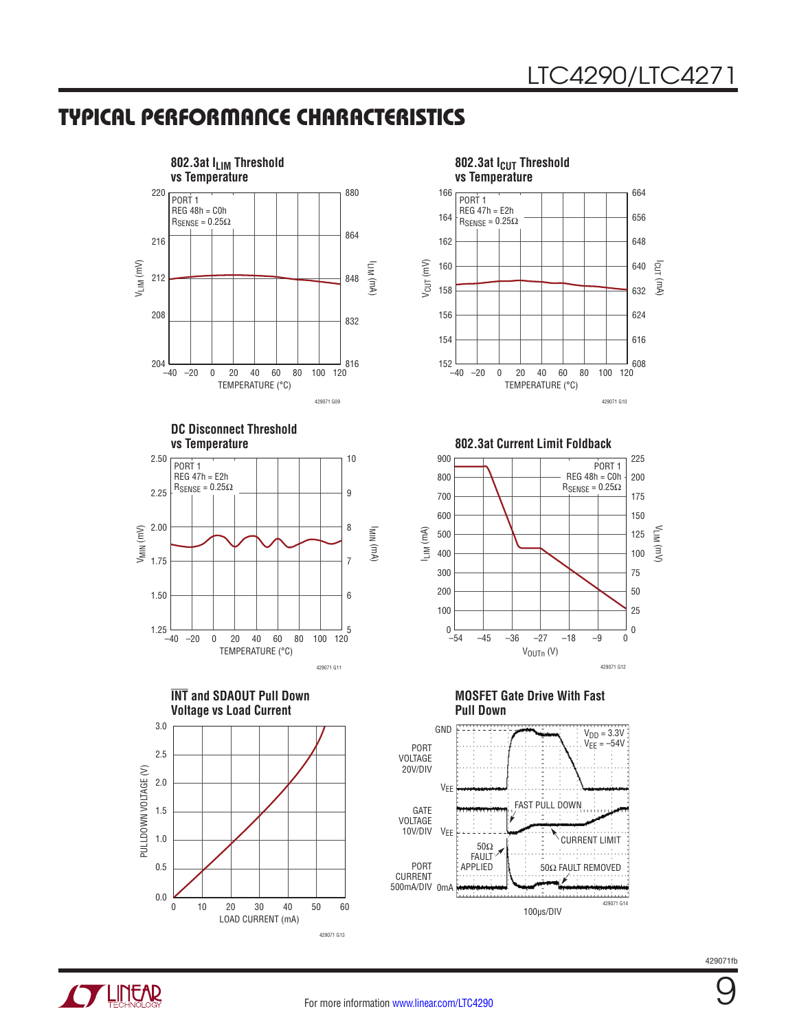## TYPICAL PERFORMANCE CHARACTERISTICS

**802.3at $I_{LIM}$ Threshold vs Temperature**

PORT 1
REG 48h = C0h
$R_{SENSE}$ = 0.25Ω

$V_{LIM}$ (mV): 204, 208, 212, 216, 220
$I_{LIM}$ (mA): 816, 832, 848, 864, 880
TEMPERATURE (°C): –40, –20, 0, 20, 40, 60, 80, 100, 120

429071 G09

**802.3at $I_{CUT}$ Threshold vs Temperature**

PORT 1
REG 47h = E2h
$R_{SENSE}$ = 0.25Ω

$V_{CUT}$ (mV): 152, 154, 156, 158, 160, 162, 164, 166
$I_{CUT}$ (mA): 608, 616, 624, 632, 640, 648, 656, 664
TEMPERATURE (°C): –40, –20, 0, 20, 40, 60, 80, 100, 120

429071 G10

**DC Disconnect Threshold vs Temperature**

PORT 1
REG 47h = E2h
$R_{SENSE}$ = 0.25Ω

$V_{MIN}$ (mV): 1.25, 1.50, 1.75, 2.00, 2.25, 2.50
$I_{MIN}$ (mA): 5, 6, 7, 8, 9, 10
TEMPERATURE (°C): –40, –20, 0, 20, 40, 60, 80, 100, 120

429071 G11

**802.3at Current Limit Foldback**

PORT 1
REG 48h = C0h
$R_{SENSE}$ = 0.25Ω

$I_{LIM}$ (mA): 0, 100, 200, 300, 400, 500, 600, 700, 800, 900
$V_{LIM}$ (mV): 0, 25, 50, 75, 100, 125, 150, 175, 200, 225
$V_{OUTn}$ (V): –54, –45, –36, –27, –18, –9, 0

429071 G12

**$\overline{INT}$ and SDAOUT Pull Down Voltage vs Load Current**

PULLDOWN VOLTAGE (V): 0.0, 0.5, 1.0, 1.5, 2.0, 2.5, 3.0
LOAD CURRENT (mA): 0, 10, 20, 30, 40, 50, 60

429071 G13

**MOSFET Gate Drive With Fast Pull Down**

$V_{DD}$ = 3.3V
$V_{EE}$ = –54V

PORT VOLTAGE 20V/DIV
GND
$V_{EE}$
GATE VOLTAGE 10V/DIV
$V_{EE}$
PORT CURRENT 500mA/DIV
0mA

FAST PULL DOWN
CURRENT LIMIT
50Ω FAULT APPLIED
50Ω FAULT REMOVED

100μs/DIV

429071 G14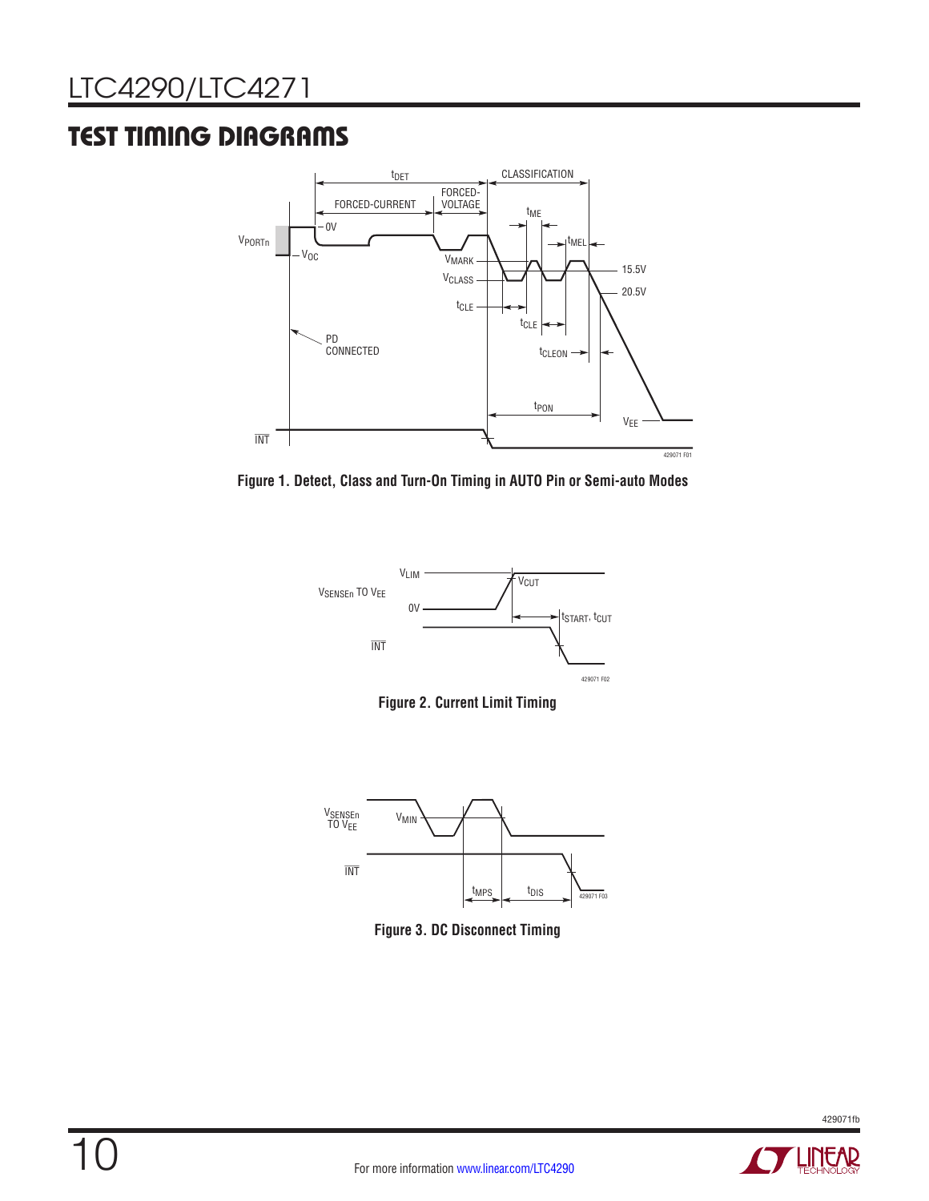## TEST TIMING DIAGRAMS

$t_{DET}$
CLASSIFICATION
FORCED-CURRENT
FORCED-VOLTAGE
$t_{ME}$
$t_{MEL}$
$V_{PORTn}$
0V
$V_{OC}$
$V_{MARK}$
$V_{CLASS}$
15.5V
20.5V
$t_{CLE}$
$t_{CLE}$
$t_{CLEON}$
PD CONNECTED
$t_{PON}$
$V_{EE}$
$\overline{INT}$
429071 F01

**Figure 1. Detect, Class and Turn-On Timing in AUTO Pin or Semi-auto Modes**

$V_{LIM}$
$V_{CUT}$
$V_{SENSEn}$ TO $V_{EE}$
0V
$t_{START}$, $t_{CUT}$
$\overline{INT}$
429071 F02

**Figure 2. Current Limit Timing**

$V_{SENSEn}$ TO $V_{EE}$
$V_{MIN}$
$\overline{INT}$
$t_{MPS}$
$t_{DIS}$
429071 F03

**Figure 3. DC Disconnect Timing**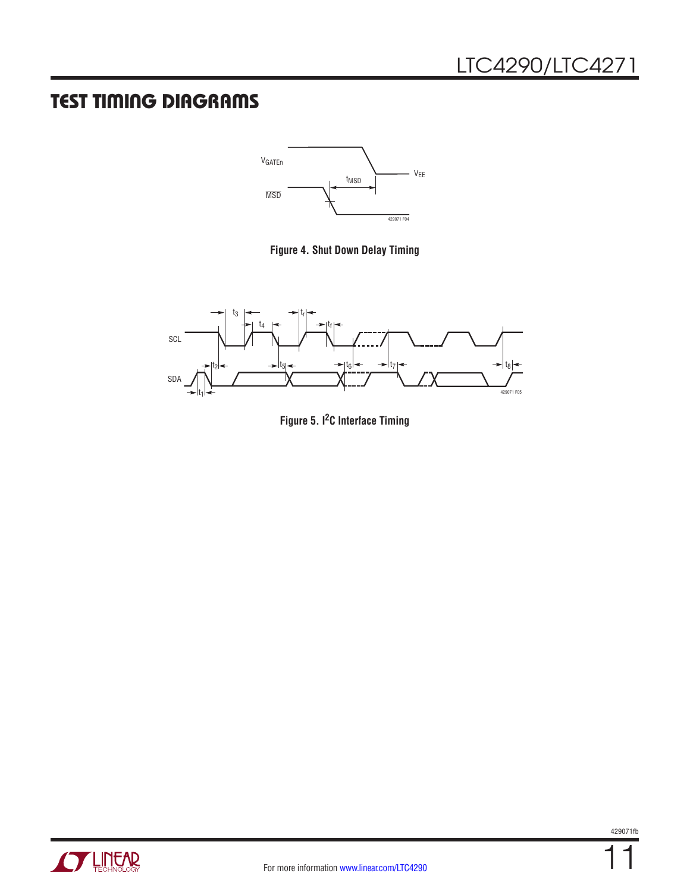## TEST TIMING DIAGRAMS

$V_{GATEn}$

$V_{EE}$

$t_{MSD}$

$\overline{MSD}$

429071 F04

**Figure 4. Shut Down Delay Timing**

$t_3$ $t_4$ $t_r$ $t_f$

SCL

$t_2$ $t_5$ $t_6$ $t_7$ $t_8$

SDA

$t_1$

429071 F05

**Figure 5. I²C Interface Timing**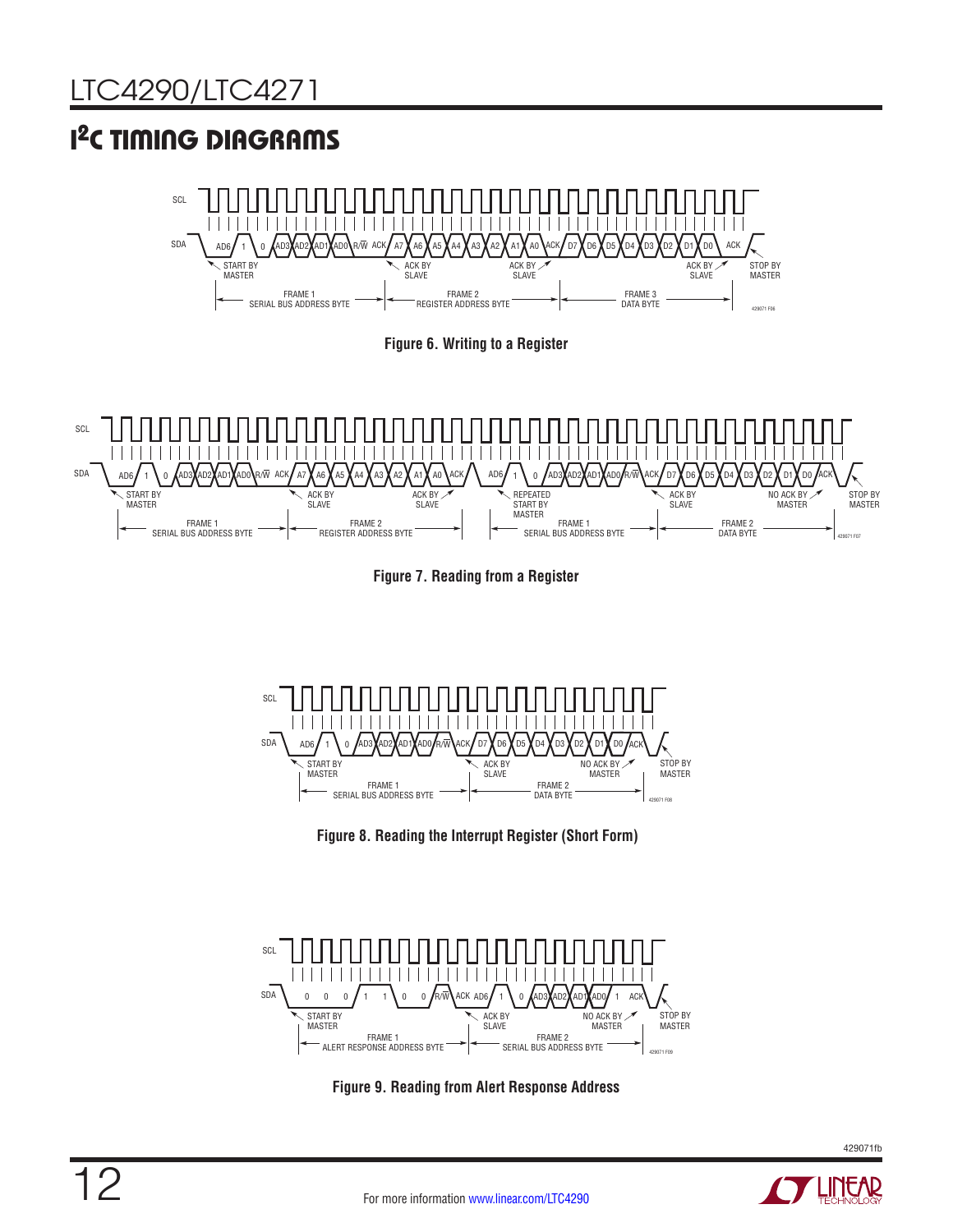## I²C TIMING DIAGRAMS

SCL

SDA

AD6 1 0 AD3 AD2 AD1 AD0 R/W ACK A7 A6 A5 A4 A3 A2 A1 A0 ACK D7 D6 D5 D4 D3 D2 D1 D0 ACK

START BY MASTER

ACK BY SLAVE

ACK BY SLAVE

ACK BY SLAVE

STOP BY MASTER

FRAME 1 SERIAL BUS ADDRESS BYTE

FRAME 2 REGISTER ADDRESS BYTE

FRAME 3 DATA BYTE

429071 F06

**Figure 6. Writing to a Register**

SCL

SDA

AD6 1 0 AD3 AD2 AD1 AD0 R/W ACK A7 A6 A5 A4 A3 A2 A1 A0 ACK AD6 1 0 AD3 AD2 AD1 AD0 R/W ACK D7 D6 D5 D4 D3 D2 D1 D0 ACK

START BY MASTER

ACK BY SLAVE

ACK BY SLAVE

REPEATED START BY MASTER

ACK BY SLAVE

NO ACK BY MASTER

STOP BY MASTER

FRAME 1 SERIAL BUS ADDRESS BYTE

FRAME 2 REGISTER ADDRESS BYTE

FRAME 1 SERIAL BUS ADDRESS BYTE

FRAME 2 DATA BYTE

429071 F07

**Figure 7. Reading from a Register**

SCL

SDA

AD6 1 0 AD3 AD2 AD1 AD0 R/W ACK D7 D6 D5 D4 D3 D2 D1 D0 ACK

START BY MASTER

ACK BY SLAVE

NO ACK BY MASTER

STOP BY MASTER

FRAME 1 SERIAL BUS ADDRESS BYTE

FRAME 2 DATA BYTE

429071 F08

**Figure 8. Reading the Interrupt Register (Short Form)**

SCL

SDA

0 0 0 1 1 0 0 R/W ACK AD6 1 0 AD3 AD2 AD1 AD0 1 ACK

START BY MASTER

ACK BY SLAVE

NO ACK BY MASTER

STOP BY MASTER

FRAME 1 ALERT RESPONSE ADDRESS BYTE

FRAME 2 SERIAL BUS ADDRESS BYTE

429071 F09

**Figure 9. Reading from Alert Response Address**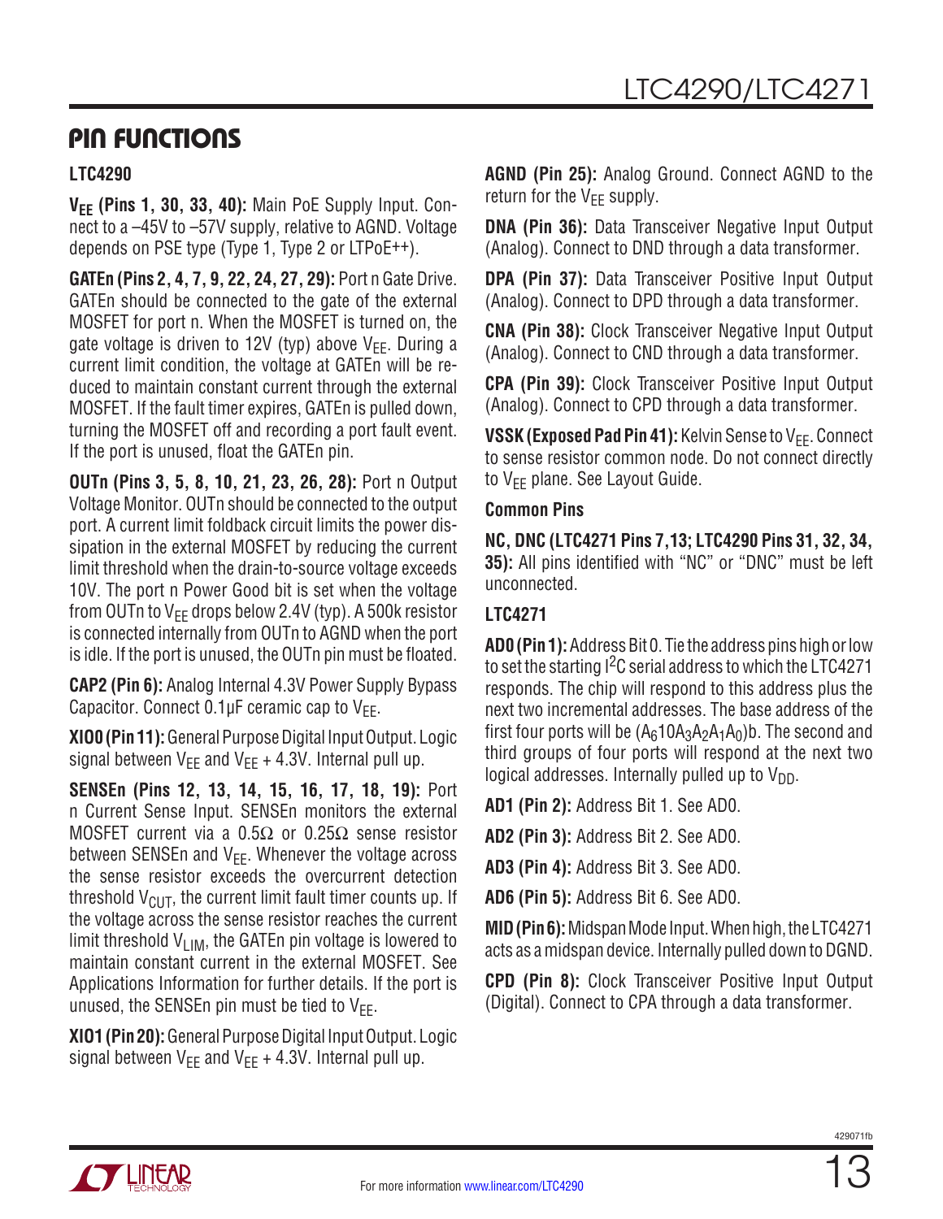## PIN FUNCTIONS

### LTC4290

**$V_{EE}$ (Pins 1, 30, 33, 40):** Main PoE Supply Input. Connect to a –45V to –57V supply, relative to AGND. Voltage depends on PSE type (Type 1, Type 2 or LTPoE++).

**GATEn (Pins 2, 4, 7, 9, 22, 24, 27, 29):** Port n Gate Drive. GATEn should be connected to the gate of the external MOSFET for port n. When the MOSFET is turned on, the gate voltage is driven to 12V (typ) above $V_{EE}$. During a current limit condition, the voltage at GATEn will be reduced to maintain constant current through the external MOSFET. If the fault timer expires, GATEn is pulled down, turning the MOSFET off and recording a port fault event. If the port is unused, float the GATEn pin.

**OUTn (Pins 3, 5, 8, 10, 21, 23, 26, 28):** Port n Output Voltage Monitor. OUTn should be connected to the output port. A current limit foldback circuit limits the power dissipation in the external MOSFET by reducing the current limit threshold when the drain-to-source voltage exceeds 10V. The port n Power Good bit is set when the voltage from OUTn to $V_{EE}$ drops below 2.4V (typ). A 500k resistor is connected internally from OUTn to AGND when the port is idle. If the port is unused, the OUTn pin must be floated.

**CAP2 (Pin 6):** Analog Internal 4.3V Power Supply Bypass Capacitor. Connect 0.1µF ceramic cap to $V_{EE}$.

**XIO0 (Pin 11):** General Purpose Digital Input Output. Logic signal between $V_{EE}$ and $V_{EE}$ + 4.3V. Internal pull up.

**SENSEn (Pins 12, 13, 14, 15, 16, 17, 18, 19):** Port n Current Sense Input. SENSEn monitors the external MOSFET current via a 0.5Ω or 0.25Ω sense resistor between SENSEn and $V_{EE}$. Whenever the voltage across the sense resistor exceeds the overcurrent detection threshold $V_{CUT}$, the current limit fault timer counts up. If the voltage across the sense resistor reaches the current limit threshold $V_{LIM}$, the GATEn pin voltage is lowered to maintain constant current in the external MOSFET. See Applications Information for further details. If the port is unused, the SENSEn pin must be tied to $V_{EE}$.

**XIO1 (Pin 20):** General Purpose Digital Input Output. Logic signal between $V_{EE}$ and $V_{EE}$ + 4.3V. Internal pull up.

**AGND (Pin 25):** Analog Ground. Connect AGND to the return for the $V_{EE}$ supply.

**DNA (Pin 36):** Data Transceiver Negative Input Output (Analog). Connect to DND through a data transformer.

**DPA (Pin 37):** Data Transceiver Positive Input Output (Analog). Connect to DPD through a data transformer.

**CNA (Pin 38):** Clock Transceiver Negative Input Output (Analog). Connect to CND through a data transformer.

**CPA (Pin 39):** Clock Transceiver Positive Input Output (Analog). Connect to CPD through a data transformer.

**VSSK (Exposed Pad Pin 41):** Kelvin Sense to $V_{EE}$. Connect to sense resistor common node. Do not connect directly to $V_{EE}$ plane. See Layout Guide.

### Common Pins

**NC, DNC (LTC4271 Pins 7,13; LTC4290 Pins 31, 32, 34, 35):** All pins identified with "NC" or "DNC" must be left unconnected.

### LTC4271

**AD0 (Pin 1):** Address Bit 0. Tie the address pins high or low to set the starting I²C serial address to which the LTC4271 responds. The chip will respond to this address plus the next two incremental addresses. The base address of the first four ports will be $(A_6 10 A_3 A_2 A_1 A_0)$b. The second and third groups of four ports will respond at the next two logical addresses. Internally pulled up to $V_{DD}$.

**AD1 (Pin 2):** Address Bit 1. See AD0.

**AD2 (Pin 3):** Address Bit 2. See AD0.

**AD3 (Pin 4):** Address Bit 3. See AD0.

**AD6 (Pin 5):** Address Bit 6. See AD0.

**MID (Pin 6):** Midspan Mode Input. When high, the LTC4271 acts as a midspan device. Internally pulled down to DGND.

**CPD (Pin 8):** Clock Transceiver Positive Input Output (Digital). Connect to CPA through a data transformer.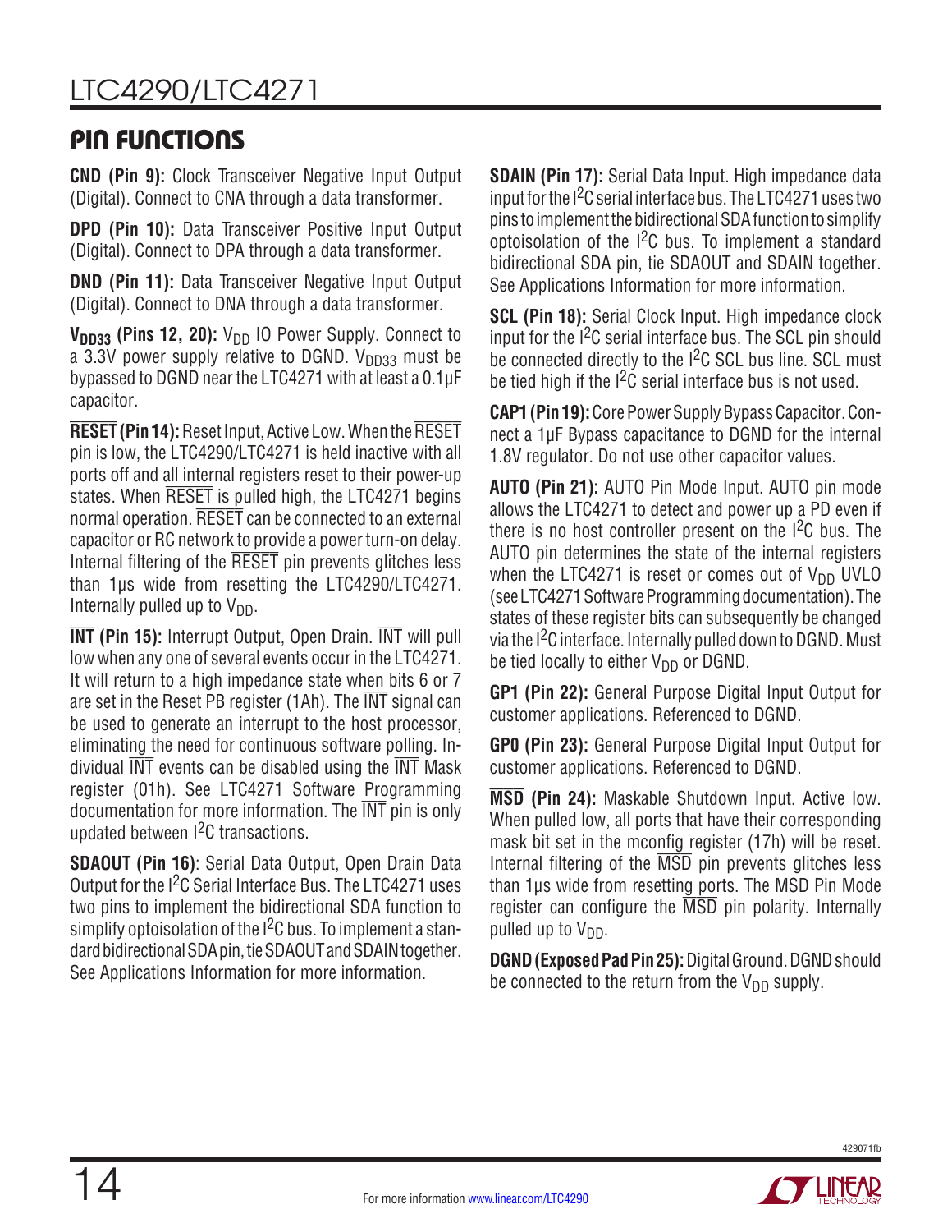## PIN FUNCTIONS

**CND (Pin 9):** Clock Transceiver Negative Input Output (Digital). Connect to CNA through a data transformer.

**DPD (Pin 10):** Data Transceiver Positive Input Output (Digital). Connect to DPA through a data transformer.

**DND (Pin 11):** Data Transceiver Negative Input Output (Digital). Connect to DNA through a data transformer.

**$V_{DD33}$ (Pins 12, 20):** $V_{DD}$ IO Power Supply. Connect to a 3.3V power supply relative to DGND. $V_{DD33}$ must be bypassed to DGND near the LTC4271 with at least a 0.1µF capacitor.

**$\overline{RESET}$ (Pin 14):** Reset Input, Active Low. When the $\overline{RESET}$ pin is low, the LTC4290/LTC4271 is held inactive with all ports off and all internal registers reset to their power-up states. When $\overline{RESET}$ is pulled high, the LTC4271 begins normal operation. $\overline{RESET}$ can be connected to an external capacitor or RC network to provide a power turn-on delay. Internal filtering of the $\overline{RESET}$ pin prevents glitches less than 1µs wide from resetting the LTC4290/LTC4271. Internally pulled up to $V_{DD}$.

**$\overline{INT}$ (Pin 15):** Interrupt Output, Open Drain. $\overline{INT}$ will pull low when any one of several events occur in the LTC4271. It will return to a high impedance state when bits 6 or 7 are set in the Reset PB register (1Ah). The $\overline{INT}$ signal can be used to generate an interrupt to the host processor, eliminating the need for continuous software polling. Individual $\overline{INT}$ events can be disabled using the $\overline{INT}$ Mask register (01h). See LTC4271 Software Programming documentation for more information. The $\overline{INT}$ pin is only updated between $I^2C$ transactions.

**SDAOUT (Pin 16)**: Serial Data Output, Open Drain Data Output for the $I^2C$ Serial Interface Bus. The LTC4271 uses two pins to implement the bidirectional SDA function to simplify optoisolation of the $I^2C$ bus. To implement a standard bidirectional SDA pin, tie SDAOUT and SDAIN together. See Applications Information for more information.

**SDAIN (Pin 17):** Serial Data Input. High impedance data input for the $I^2C$ serial interface bus. The LTC4271 uses two pins to implement the bidirectional SDA function to simplify optoisolation of the $I^2C$ bus. To implement a standard bidirectional SDA pin, tie SDAOUT and SDAIN together. See Applications Information for more information.

**SCL (Pin 18):** Serial Clock Input. High impedance clock input for the $I^2C$ serial interface bus. The SCL pin should be connected directly to the $I^2C$ SCL bus line. SCL must be tied high if the $I^2C$ serial interface bus is not used.

**CAP1 (Pin 19):** Core Power Supply Bypass Capacitor. Connect a 1µF Bypass capacitance to DGND for the internal 1.8V regulator. Do not use other capacitor values.

**AUTO (Pin 21):** AUTO Pin Mode Input. AUTO pin mode allows the LTC4271 to detect and power up a PD even if there is no host controller present on the $I^2C$ bus. The AUTO pin determines the state of the internal registers when the LTC4271 is reset or comes out of $V_{DD}$ UVLO (see LTC4271 Software Programming documentation). The states of these register bits can subsequently be changed via the $I^2C$ interface. Internally pulled down to DGND. Must be tied locally to either $V_{DD}$ or DGND.

**GP1 (Pin 22):** General Purpose Digital Input Output for customer applications. Referenced to DGND.

**GP0 (Pin 23):** General Purpose Digital Input Output for customer applications. Referenced to DGND.

**$\overline{MSD}$ (Pin 24):** Maskable Shutdown Input. Active low. When pulled low, all ports that have their corresponding mask bit set in the mconfig register (17h) will be reset. Internal filtering of the $\overline{MSD}$ pin prevents glitches less than 1µs wide from resetting ports. The MSD Pin Mode register can configure the $\overline{MSD}$ pin polarity. Internally pulled up to $V_{DD}$.

**DGND (Exposed Pad Pin 25):** Digital Ground. DGND should be connected to the return from the $V_{DD}$ supply.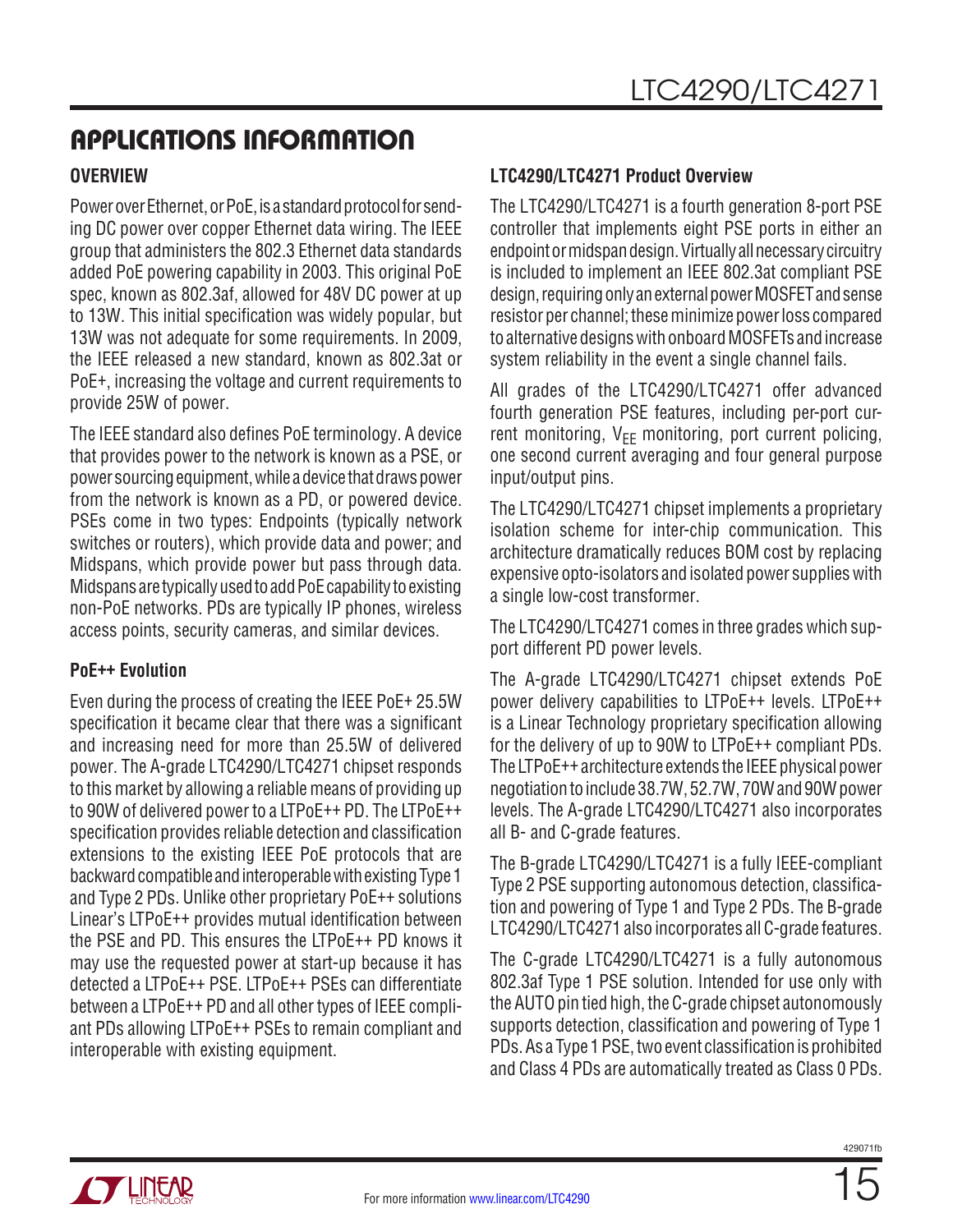# APPLICATIONS INFORMATION

### OVERVIEW

Power over Ethernet, or PoE, is a standard protocol for sending DC power over copper Ethernet data wiring. The IEEE group that administers the 802.3 Ethernet data standards added PoE powering capability in 2003. This original PoE spec, known as 802.3af, allowed for 48V DC power at up to 13W. This initial specification was widely popular, but 13W was not adequate for some requirements. In 2009, the IEEE released a new standard, known as 802.3at or PoE+, increasing the voltage and current requirements to provide 25W of power.

The IEEE standard also defines PoE terminology. A device that provides power to the network is known as a PSE, or power sourcing equipment, while a device that draws power from the network is known as a PD, or powered device. PSEs come in two types: Endpoints (typically network switches or routers), which provide data and power; and Midspans, which provide power but pass through data. Midspans are typically used to add PoE capability to existing non-PoE networks. PDs are typically IP phones, wireless access points, security cameras, and similar devices.

### PoE++ Evolution

Even during the process of creating the IEEE PoE+ 25.5W specification it became clear that there was a significant and increasing need for more than 25.5W of delivered power. The A-grade LTC4290/LTC4271 chipset responds to this market by allowing a reliable means of providing up to 90W of delivered power to a LTPoE++ PD. The LTPoE++ specification provides reliable detection and classification extensions to the existing IEEE PoE protocols that are backward compatible and interoperable with existing Type 1 and Type 2 PDs. Unlike other proprietary PoE++ solutions Linear's LTPoE++ provides mutual identification between the PSE and PD. This ensures the LTPoE++ PD knows it may use the requested power at start-up because it has detected a LTPoE++ PSE. LTPoE++ PSEs can differentiate between a LTPoE++ PD and all other types of IEEE compliant PDs allowing LTPoE++ PSEs to remain compliant and interoperable with existing equipment.

### LTC4290/LTC4271 Product Overview

The LTC4290/LTC4271 is a fourth generation 8-port PSE controller that implements eight PSE ports in either an endpoint or midspan design. Virtually all necessary circuitry is included to implement an IEEE 802.3at compliant PSE design, requiring only an external power MOSFET and sense resistor per channel; these minimize power loss compared to alternative designs with onboard MOSFETs and increase system reliability in the event a single channel fails.

All grades of the LTC4290/LTC4271 offer advanced fourth generation PSE features, including per-port current monitoring, $V_{EE}$ monitoring, port current policing, one second current averaging and four general purpose input/output pins.

The LTC4290/LTC4271 chipset implements a proprietary isolation scheme for inter-chip communication. This architecture dramatically reduces BOM cost by replacing expensive opto-isolators and isolated power supplies with a single low-cost transformer.

The LTC4290/LTC4271 comes in three grades which support different PD power levels.

The A-grade LTC4290/LTC4271 chipset extends PoE power delivery capabilities to LTPoE++ levels. LTPoE++ is a Linear Technology proprietary specification allowing for the delivery of up to 90W to LTPoE++ compliant PDs. The LTPoE++ architecture extends the IEEE physical power negotiation to include 38.7W, 52.7W, 70W and 90W power levels. The A-grade LTC4290/LTC4271 also incorporates all B- and C-grade features.

The B-grade LTC4290/LTC4271 is a fully IEEE-compliant Type 2 PSE supporting autonomous detection, classification and powering of Type 1 and Type 2 PDs. The B-grade LTC4290/LTC4271 also incorporates all C-grade features.

The C-grade LTC4290/LTC4271 is a fully autonomous 802.3af Type 1 PSE solution. Intended for use only with the AUTO pin tied high, the C-grade chipset autonomously supports detection, classification and powering of Type 1 PDs. As a Type 1 PSE, two event classification is prohibited and Class 4 PDs are automatically treated as Class 0 PDs.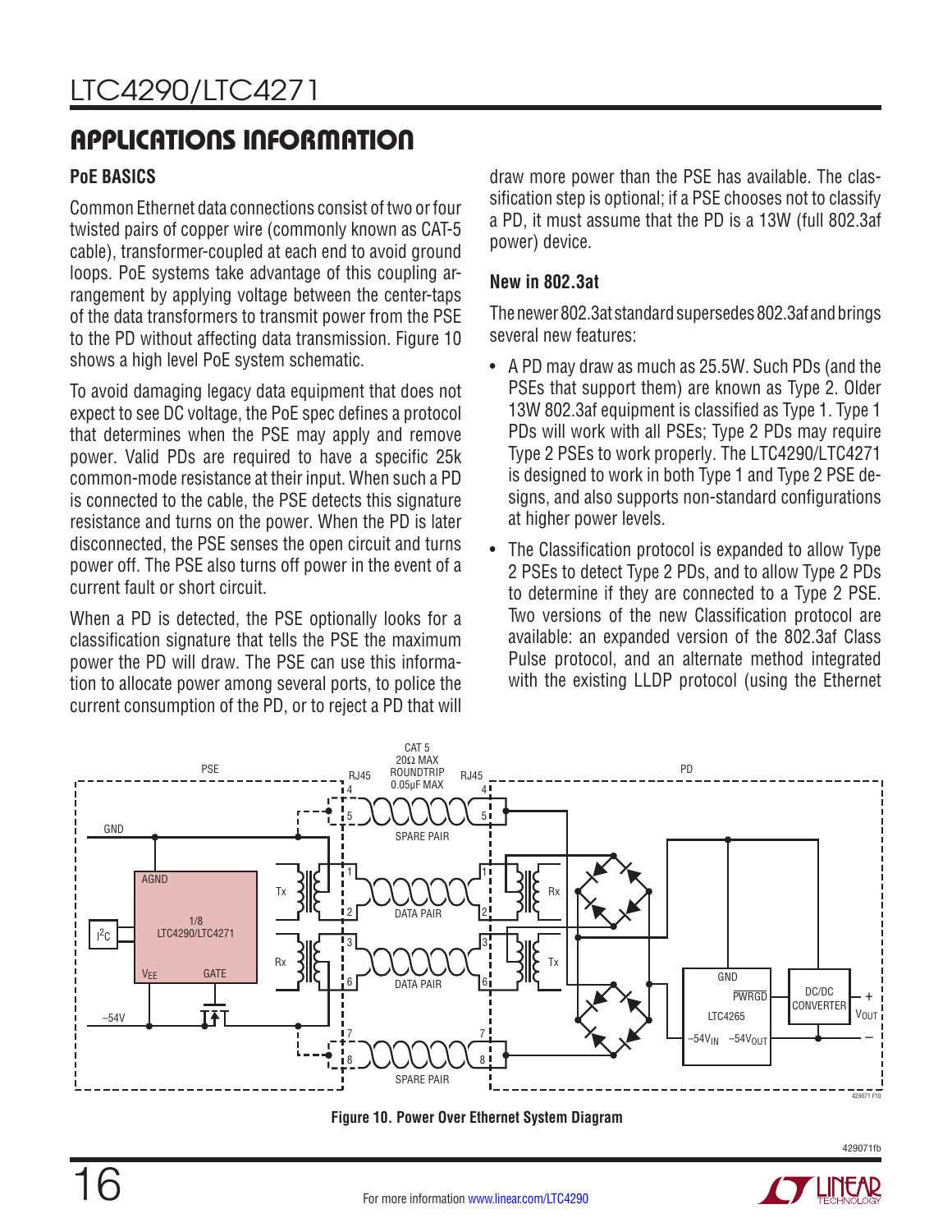## APPLICATIONS INFORMATION

### PoE BASICS

Common Ethernet data connections consist of two or four twisted pairs of copper wire (commonly known as CAT-5 cable), transformer-coupled at each end to avoid ground loops. PoE systems take advantage of this coupling arrangement by applying voltage between the center-taps of the data transformers to transmit power from the PSE to the PD without affecting data transmission. Figure 10 shows a high level PoE system schematic.

To avoid damaging legacy data equipment that does not expect to see DC voltage, the PoE spec defines a protocol that determines when the PSE may apply and remove power. Valid PDs are required to have a specific 25k common-mode resistance at their input. When such a PD is connected to the cable, the PSE detects this signature resistance and turns on the power. When the PD is later disconnected, the PSE senses the open circuit and turns power off. The PSE also turns off power in the event of a current fault or short circuit.

When a PD is detected, the PSE optionally looks for a classification signature that tells the PSE the maximum power the PD will draw. The PSE can use this information to allocate power among several ports, to police the current consumption of the PD, or to reject a PD that will draw more power than the PSE has available. The classification step is optional; if a PSE chooses not to classify a PD, it must assume that the PD is a 13W (full 802.3af power) device.

### New in 802.3at

The newer 802.3at standard supersedes 802.3af and brings several new features:

- A PD may draw as much as 25.5W. Such PDs (and the PSEs that support them) are known as Type 2. Older 13W 802.3af equipment is classified as Type 1. Type 1 PDs will work with all PSEs; Type 2 PDs may require Type 2 PSEs to work properly. The LTC4290/LTC4271 is designed to work in both Type 1 and Type 2 PSE designs, and also supports non-standard configurations at higher power levels.
- The Classification protocol is expanded to allow Type 2 PSEs to detect Type 2 PDs, and to allow Type 2 PDs to determine if they are connected to a Type 2 PSE. Two versions of the new Classification protocol are available: an expanded version of the 802.3af Class Pulse protocol, and an alternate method integrated with the existing LLDP protocol (using the Ethernet

PSE
GND
AGND
$I^2C$
1/8
LTC4290/LTC4271
$V_{EE}$
GATE
–54V
Tx
Rx
RJ45
CAT 5
20Ω MAX
ROUNDTRIP
0.05μF MAX
RJ45
SPARE PAIR
DATA PAIR
DATA PAIR
SPARE PAIR
PD
Rx
Tx
GND
$\overline{PWRGD}$
LTC4265
$-54V_{IN}$
$-54V_{OUT}$
DC/DC
CONVERTER
$V_{OUT}$

**Figure 10. Power Over Ethernet System Diagram**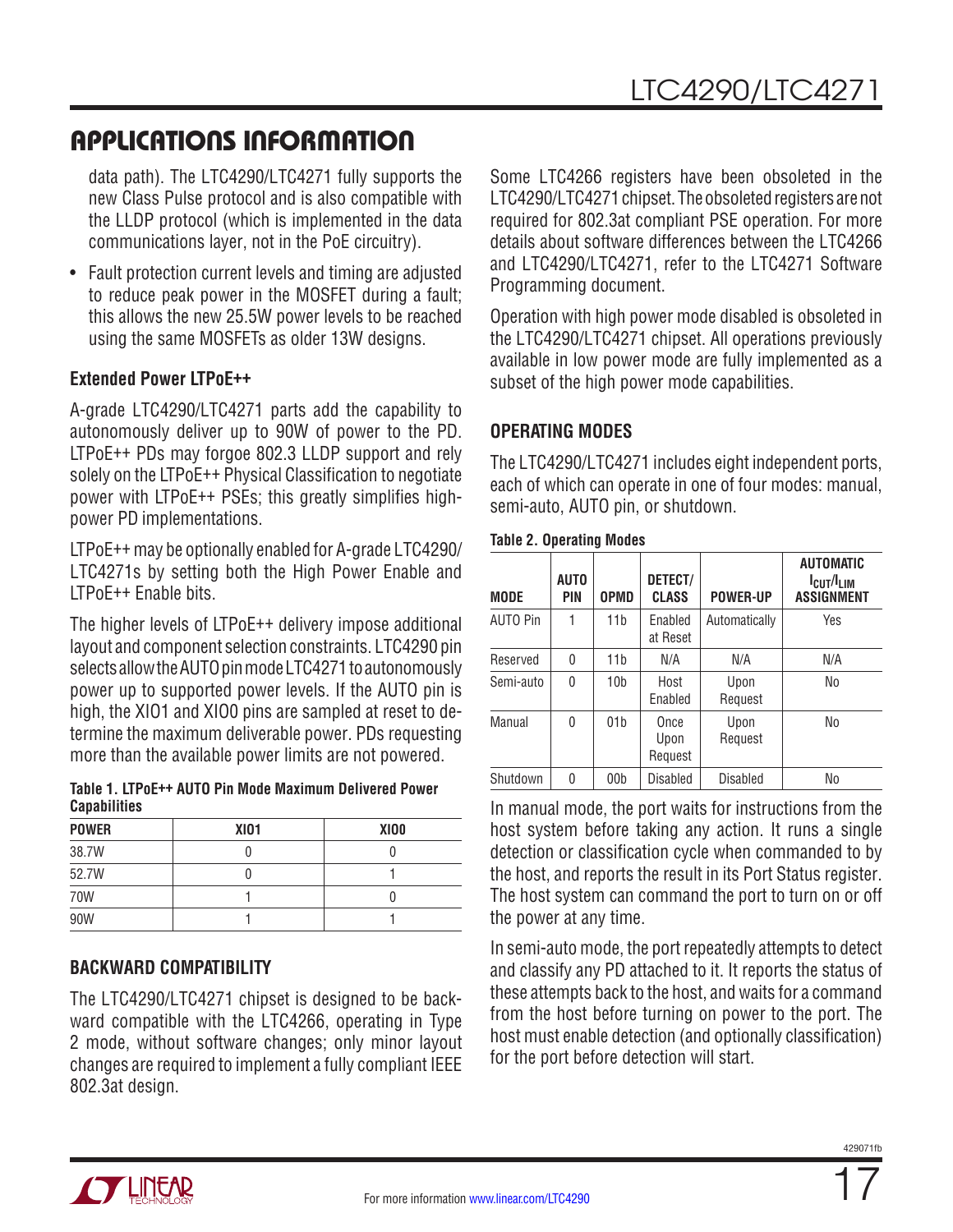## APPLICATIONS INFORMATION

data path). The LTC4290/LTC4271 fully supports the new Class Pulse protocol and is also compatible with the LLDP protocol (which is implemented in the data communications layer, not in the PoE circuitry).

- Fault protection current levels and timing are adjusted to reduce peak power in the MOSFET during a fault; this allows the new 25.5W power levels to be reached using the same MOSFETs as older 13W designs.

**Extended Power LTPoE++**

A-grade LTC4290/LTC4271 parts add the capability to autonomously deliver up to 90W of power to the PD. LTPoE++ PDs may forgoe 802.3 LLDP support and rely solely on the LTPoE++ Physical Classification to negotiate power with LTPoE++ PSEs; this greatly simplifies high-power PD implementations.

LTPoE++ may be optionally enabled for A-grade LTC4290/LTC4271s by setting both the High Power Enable and LTPoE++ Enable bits.

The higher levels of LTPoE++ delivery impose additional layout and component selection constraints. LTC4290 pin selects allow the AUTO pin mode LTC4271 to autonomously power up to supported power levels. If the AUTO pin is high, the XIO1 and XIO0 pins are sampled at reset to determine the maximum deliverable power. PDs requesting more than the available power limits are not powered.

**Table 1. LTPoE++ AUTO Pin Mode Maximum Delivered Power Capabilities**

| POWER | XIO1 | XIO0 |
|---|---|---|
| 38.7W | 0 | 0 |
| 52.7W | 0 | 1 |
| 70W | 1 | 0 |
| 90W | 1 | 1 |

### BACKWARD COMPATIBILITY

The LTC4290/LTC4271 chipset is designed to be backward compatible with the LTC4266, operating in Type 2 mode, without software changes; only minor layout changes are required to implement a fully compliant IEEE 802.3at design.

Some LTC4266 registers have been obsoleted in the LTC4290/LTC4271 chipset. The obsoleted registers are not required for 802.3at compliant PSE operation. For more details about software differences between the LTC4266 and LTC4290/LTC4271, refer to the LTC4271 Software Programming document.

Operation with high power mode disabled is obsoleted in the LTC4290/LTC4271 chipset. All operations previously available in low power mode are fully implemented as a subset of the high power mode capabilities.

### OPERATING MODES

The LTC4290/LTC4271 includes eight independent ports, each of which can operate in one of four modes: manual, semi-auto, AUTO pin, or shutdown.

**Table 2. Operating Modes**

| MODE | AUTO PIN | OPMD | DETECT/ CLASS | POWER-UP | AUTOMATIC $I_{CUT}/I_{LIM}$ ASSIGNMENT |
|---|---|---|---|---|---|
| AUTO Pin | 1 | 11b | Enabled at Reset | Automatically | Yes |
| Reserved | 0 | 11b | N/A | N/A | N/A |
| Semi-auto | 0 | 10b | Host Enabled | Upon Request | No |
| Manual | 0 | 01b | Once Upon Request | Upon Request | No |
| Shutdown | 0 | 00b | Disabled | Disabled | No |

In manual mode, the port waits for instructions from the host system before taking any action. It runs a single detection or classification cycle when commanded to by the host, and reports the result in its Port Status register. The host system can command the port to turn on or off the power at any time.

In semi-auto mode, the port repeatedly attempts to detect and classify any PD attached to it. It reports the status of these attempts back to the host, and waits for a command from the host before turning on power to the port. The host must enable detection (and optionally classification) for the port before detection will start.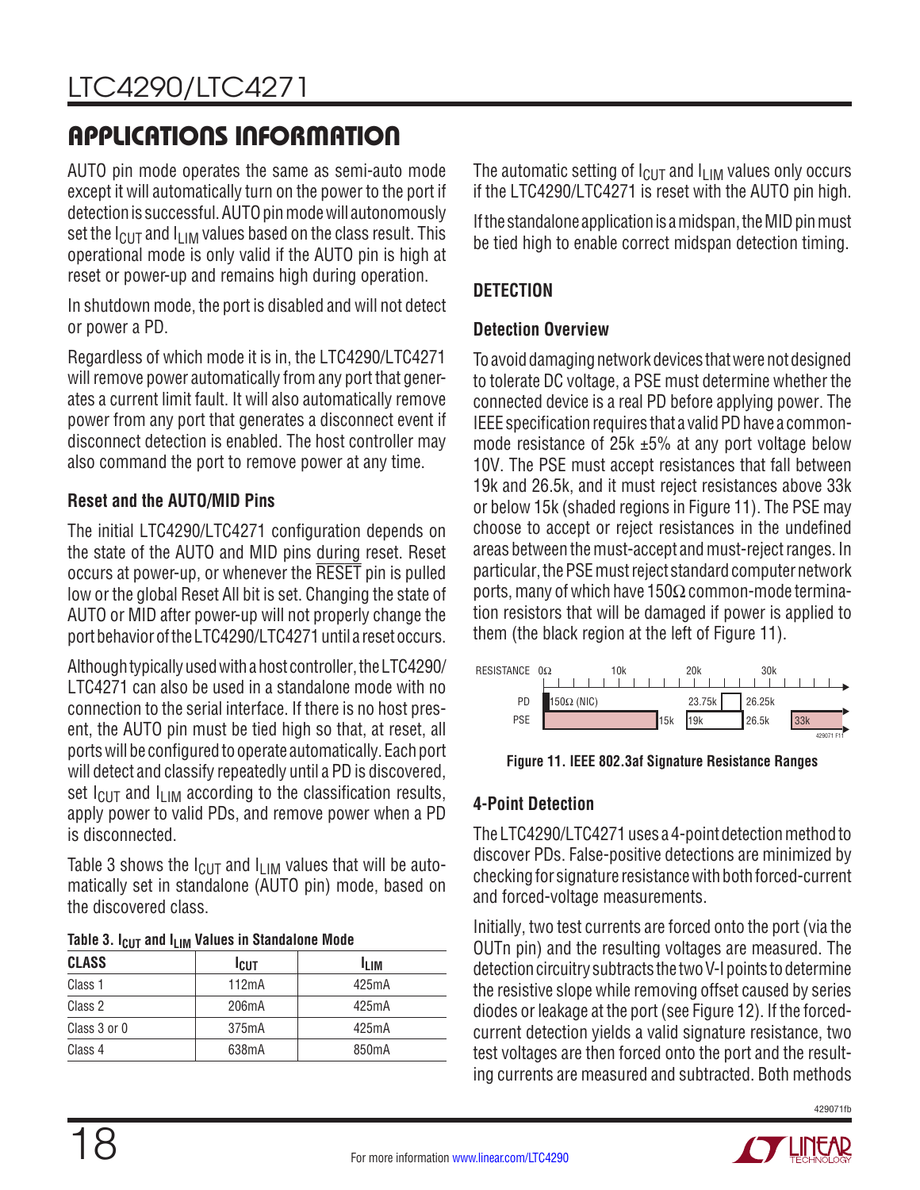## APPLICATIONS INFORMATION

AUTO pin mode operates the same as semi-auto mode except it will automatically turn on the power to the port if detection is successful. AUTO pin mode will autonomously set the $I_{CUT}$ and $I_{LIM}$ values based on the class result. This operational mode is only valid if the AUTO pin is high at reset or power-up and remains high during operation.

In shutdown mode, the port is disabled and will not detect or power a PD.

Regardless of which mode it is in, the LTC4290/LTC4271 will remove power automatically from any port that generates a current limit fault. It will also automatically remove power from any port that generates a disconnect event if disconnect detection is enabled. The host controller may also command the port to remove power at any time.

### Reset and the AUTO/MID Pins

The initial LTC4290/LTC4271 configuration depends on the state of the AUTO and MID pins during reset. Reset occurs at power-up, or whenever the RESET pin is pulled low or the global Reset All bit is set. Changing the state of AUTO or MID after power-up will not properly change the port behavior of the LTC4290/LTC4271 until a reset occurs.

Although typically used with a host controller, the LTC4290/LTC4271 can also be used in a standalone mode with no connection to the serial interface. If there is no host present, the AUTO pin must be tied high so that, at reset, all ports will be configured to operate automatically. Each port will detect and classify repeatedly until a PD is discovered, set $I_{CUT}$ and $I_{LIM}$ according to the classification results, apply power to valid PDs, and remove power when a PD is disconnected.

Table 3 shows the $I_{CUT}$ and $I_{LIM}$ values that will be automatically set in standalone (AUTO pin) mode, based on the discovered class.

**Table 3. $I_{CUT}$ and $I_{LIM}$ Values in Standalone Mode**

| CLASS | $I_{CUT}$ | $I_{LIM}$ |
|---|---|---|
| Class 1 | 112mA | 425mA |
| Class 2 | 206mA | 425mA |
| Class 3 or 0 | 375mA | 425mA |
| Class 4 | 638mA | 850mA |

The automatic setting of $I_{CUT}$ and $I_{LIM}$ values only occurs if the LTC4290/LTC4271 is reset with the AUTO pin high.

If the standalone application is a midspan, the MID pin must be tied high to enable correct midspan detection timing.

### DETECTION

#### Detection Overview

To avoid damaging network devices that were not designed to tolerate DC voltage, a PSE must determine whether the connected device is a real PD before applying power. The IEEE specification requires that a valid PD have a common-mode resistance of 25k ±5% at any port voltage below 10V. The PSE must accept resistances that fall between 19k and 26.5k, and it must reject resistances above 33k or below 15k (shaded regions in Figure 11). The PSE may choose to accept or reject resistances in the undefined areas between the must-accept and must-reject ranges. In particular, the PSE must reject standard computer network ports, many of which have 150Ω common-mode termination resistors that will be damaged if power is applied to them (the black region at the left of Figure 11).

RESISTANCE 0Ω 10k 20k 30k
PD 150Ω (NIC) 23.75k 26.25k
PSE 15k 19k 26.5k 33k
429071 F11

**Figure 11. IEEE 802.3af Signature Resistance Ranges**

#### 4-Point Detection

The LTC4290/LTC4271 uses a 4-point detection method to discover PDs. False-positive detections are minimized by checking for signature resistance with both forced-current and forced-voltage measurements.

Initially, two test currents are forced onto the port (via the OUTn pin) and the resulting voltages are measured. The detection circuitry subtracts the two V-I points to determine the resistive slope while removing offset caused by series diodes or leakage at the port (see Figure 12). If the forced-current detection yields a valid signature resistance, two test voltages are then forced onto the port and the resulting currents are measured and subtracted. Both methods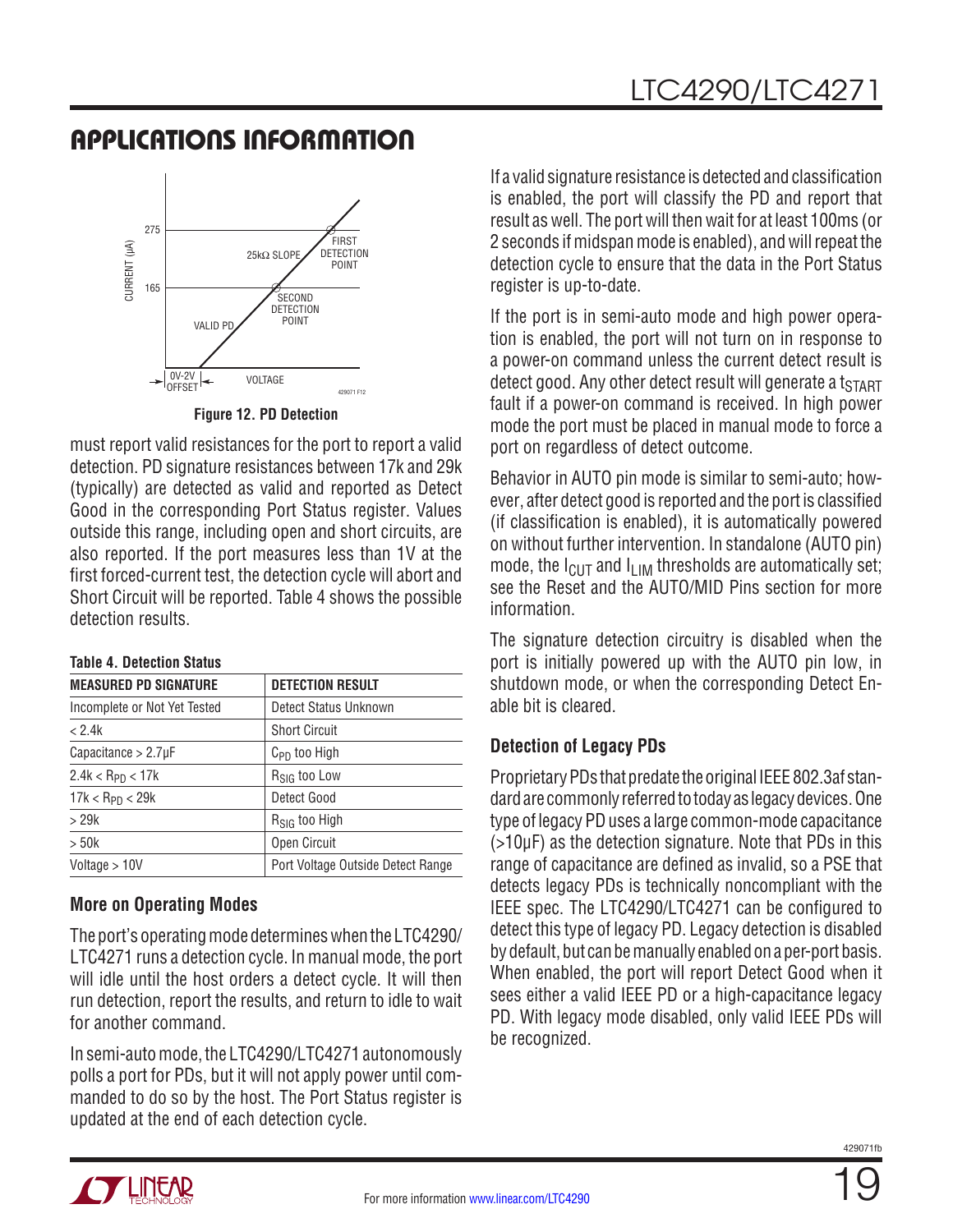## APPLICATIONS INFORMATION

CURRENT (µA)

275

165

25kΩ SLOPE

FIRST DETECTION POINT

SECOND DETECTION POINT

VALID PD

0V-2V OFFSET

VOLTAGE

429071 F12

**Figure 12. PD Detection**

must report valid resistances for the port to report a valid detection. PD signature resistances between 17k and 29k (typically) are detected as valid and reported as Detect Good in the corresponding Port Status register. Values outside this range, including open and short circuits, are also reported. If the port measures less than 1V at the first forced-current test, the detection cycle will abort and Short Circuit will be reported. Table 4 shows the possible detection results.

**Table 4. Detection Status**

| MEASURED PD SIGNATURE | DETECTION RESULT |
|---|---|
| Incomplete or Not Yet Tested | Detect Status Unknown |
| < 2.4k | Short Circuit |
| Capacitance > 2.7µF | $C_{PD}$ too High |
| $2.4k < R_{PD} < 17k$ | $R_{SIG}$ too Low |
| $17k < R_{PD} < 29k$ | Detect Good |
| > 29k | $R_{SIG}$ too High |
| > 50k | Open Circuit |
| Voltage > 10V | Port Voltage Outside Detect Range |

### More on Operating Modes

The port's operating mode determines when the LTC4290/LTC4271 runs a detection cycle. In manual mode, the port will idle until the host orders a detect cycle. It will then run detection, report the results, and return to idle to wait for another command.

In semi-auto mode, the LTC4290/LTC4271 autonomously polls a port for PDs, but it will not apply power until commanded to do so by the host. The Port Status register is updated at the end of each detection cycle.

If a valid signature resistance is detected and classification is enabled, the port will classify the PD and report that result as well. The port will then wait for at least 100ms (or 2 seconds if midspan mode is enabled), and will repeat the detection cycle to ensure that the data in the Port Status register is up-to-date.

If the port is in semi-auto mode and high power operation is enabled, the port will not turn on in response to a power-on command unless the current detect result is detect good. Any other detect result will generate a $t_{START}$ fault if a power-on command is received. In high power mode the port must be placed in manual mode to force a port on regardless of detect outcome.

Behavior in AUTO pin mode is similar to semi-auto; however, after detect good is reported and the port is classified (if classification is enabled), it is automatically powered on without further intervention. In standalone (AUTO pin) mode, the $I_{CUT}$ and $I_{LIM}$ thresholds are automatically set; see the Reset and the AUTO/MID Pins section for more information.

The signature detection circuitry is disabled when the port is initially powered up with the AUTO pin low, in shutdown mode, or when the corresponding Detect Enable bit is cleared.

### Detection of Legacy PDs

Proprietary PDs that predate the original IEEE 802.3af standard are commonly referred to today as legacy devices. One type of legacy PD uses a large common-mode capacitance (>10µF) as the detection signature. Note that PDs in this range of capacitance are defined as invalid, so a PSE that detects legacy PDs is technically noncompliant with the IEEE spec. The LTC4290/LTC4271 can be configured to detect this type of legacy PD. Legacy detection is disabled by default, but can be manually enabled on a per-port basis. When enabled, the port will report Detect Good when it sees either a valid IEEE PD or a high-capacitance legacy PD. With legacy mode disabled, only valid IEEE PDs will be recognized.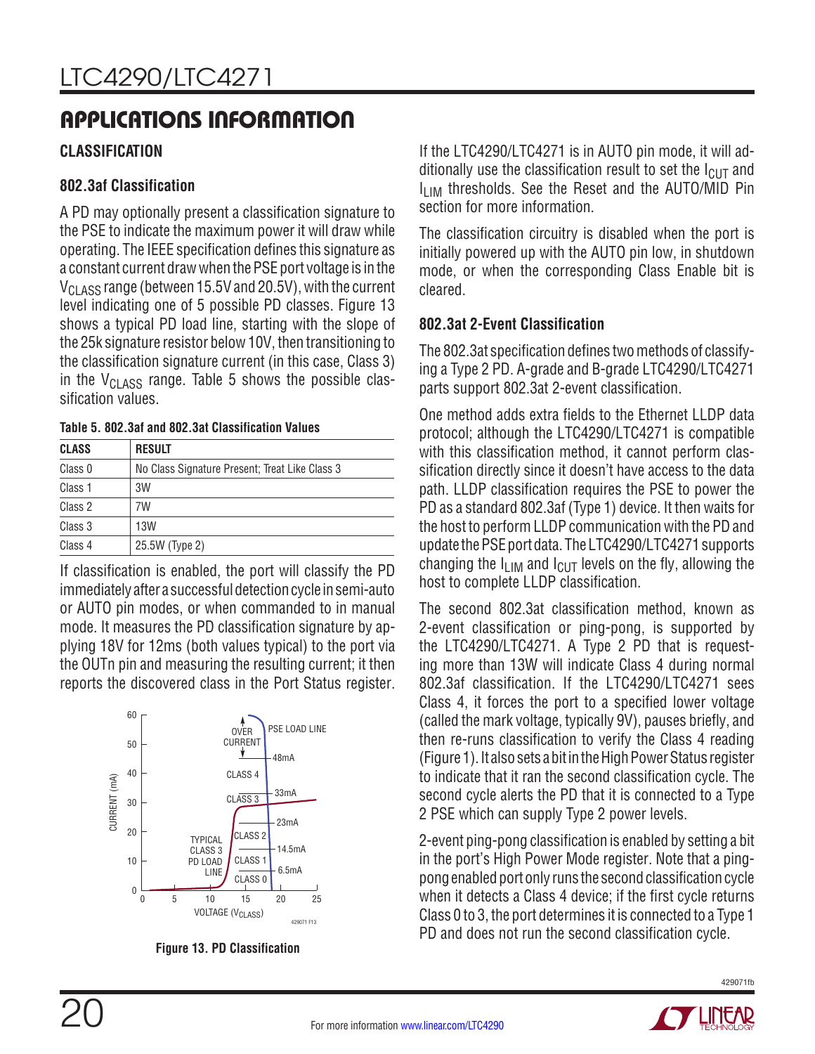## APPLICATIONS INFORMATION

### CLASSIFICATION

#### 802.3af Classification

A PD may optionally present a classification signature to the PSE to indicate the maximum power it will draw while operating. The IEEE specification defines this signature as a constant current draw when the PSE port voltage is in the $V_{CLASS}$ range (between 15.5V and 20.5V), with the current level indicating one of 5 possible PD classes. Figure 13 shows a typical PD load line, starting with the slope of the 25k signature resistor below 10V, then transitioning to the classification signature current (in this case, Class 3) in the $V_{CLASS}$ range. Table 5 shows the possible classification values.

**Table 5. 802.3af and 802.3at Classification Values**

| CLASS | RESULT |
| --- | --- |
| Class 0 | No Class Signature Present; Treat Like Class 3 |
| Class 1 | 3W |
| Class 2 | 7W |
| Class 3 | 13W |
| Class 4 | 25.5W (Type 2) |

If classification is enabled, the port will classify the PD immediately after a successful detection cycle in semi-auto or AUTO pin modes, or when commanded to in manual mode. It measures the PD classification signature by applying 18V for 12ms (both values typical) to the port via the OUTn pin and measuring the resulting current; it then reports the discovered class in the Port Status register.

60
50
40
30
20
10
0
CURRENT (mA)
0 5 10 15 20 25
VOLTAGE ($V_{CLASS}$)
OVER CURRENT
PSE LOAD LINE
48mA
CLASS 4
33mA
CLASS 3
23mA
CLASS 2
TYPICAL CLASS 3 PD LOAD LINE
14.5mA
CLASS 1
6.5mA
CLASS 0
429071 F13

**Figure 13. PD Classification**

If the LTC4290/LTC4271 is in AUTO pin mode, it will additionally use the classification result to set the $I_{CUT}$ and $I_{LIM}$ thresholds. See the Reset and the AUTO/MID Pin section for more information.

The classification circuitry is disabled when the port is initially powered up with the AUTO pin low, in shutdown mode, or when the corresponding Class Enable bit is cleared.

#### 802.3at 2-Event Classification

The 802.3at specification defines two methods of classifying a Type 2 PD. A-grade and B-grade LTC4290/LTC4271 parts support 802.3at 2-event classification.

One method adds extra fields to the Ethernet LLDP data protocol; although the LTC4290/LTC4271 is compatible with this classification method, it cannot perform classification directly since it doesn't have access to the data path. LLDP classification requires the PSE to power the PD as a standard 802.3af (Type 1) device. It then waits for the host to perform LLDP communication with the PD and update the PSE port data. The LTC4290/LTC4271 supports changing the $I_{LIM}$ and $I_{CUT}$ levels on the fly, allowing the host to complete LLDP classification.

The second 802.3at classification method, known as 2-event classification or ping-pong, is supported by the LTC4290/LTC4271. A Type 2 PD that is requesting more than 13W will indicate Class 4 during normal 802.3af classification. If the LTC4290/LTC4271 sees Class 4, it forces the port to a specified lower voltage (called the mark voltage, typically 9V), pauses briefly, and then re-runs classification to verify the Class 4 reading (Figure 1). It also sets a bit in the High Power Status register to indicate that it ran the second classification cycle. The second cycle alerts the PD that it is connected to a Type 2 PSE which can supply Type 2 power levels.

2-event ping-pong classification is enabled by setting a bit in the port's High Power Mode register. Note that a ping-pong enabled port only runs the second classification cycle when it detects a Class 4 device; if the first cycle returns Class 0 to 3, the port determines it is connected to a Type 1 PD and does not run the second classification cycle.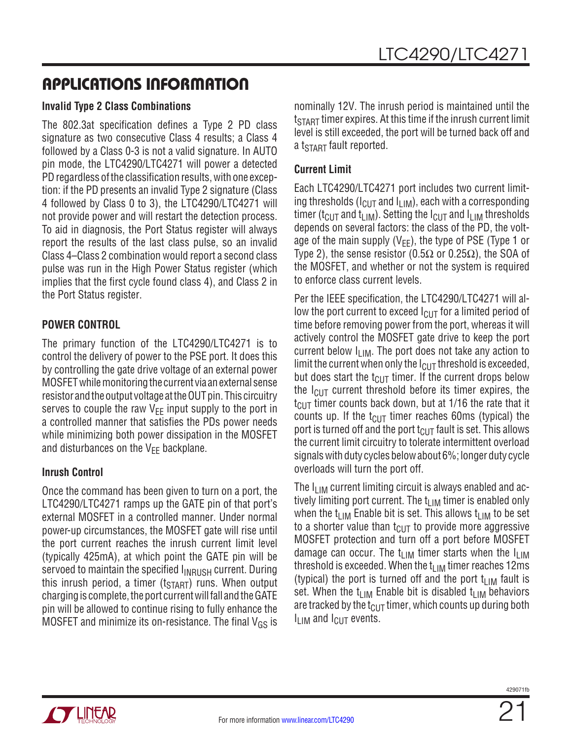## APPLICATIONS INFORMATION

### Invalid Type 2 Class Combinations

The 802.3at specification defines a Type 2 PD class signature as two consecutive Class 4 results; a Class 4 followed by a Class 0-3 is not a valid signature. In AUTO pin mode, the LTC4290/LTC4271 will power a detected PD regardless of the classification results, with one exception: if the PD presents an invalid Type 2 signature (Class 4 followed by Class 0 to 3), the LTC4290/LTC4271 will not provide power and will restart the detection process. To aid in diagnosis, the Port Status register will always report the results of the last class pulse, so an invalid Class 4–Class 2 combination would report a second class pulse was run in the High Power Status register (which implies that the first cycle found class 4), and Class 2 in the Port Status register.

### POWER CONTROL

The primary function of the LTC4290/LTC4271 is to control the delivery of power to the PSE port. It does this by controlling the gate drive voltage of an external power MOSFET while monitoring the current via an external sense resistor and the output voltage at the OUT pin. This circuitry serves to couple the raw $V_{EE}$ input supply to the port in a controlled manner that satisfies the PDs power needs while minimizing both power dissipation in the MOSFET and disturbances on the $V_{EE}$ backplane.

### Inrush Control

Once the command has been given to turn on a port, the LTC4290/LTC4271 ramps up the GATE pin of that port's external MOSFET in a controlled manner. Under normal power-up circumstances, the MOSFET gate will rise until the port current reaches the inrush current limit level (typically 425mA), at which point the GATE pin will be servoed to maintain the specified $I_{INRUSH}$ current. During this inrush period, a timer ($t_{START}$) runs. When output charging is complete, the port current will fall and the GATE pin will be allowed to continue rising to fully enhance the MOSFET and minimize its on-resistance. The final $V_{GS}$ is nominally 12V. The inrush period is maintained until the $t_{START}$ timer expires. At this time if the inrush current limit level is still exceeded, the port will be turned back off and a $t_{START}$ fault reported.

### Current Limit

Each LTC4290/LTC4271 port includes two current limiting thresholds ($I_{CUT}$ and $I_{LIM}$), each with a corresponding timer ($t_{CUT}$ and $t_{LIM}$). Setting the $I_{CUT}$ and $I_{LIM}$ thresholds depends on several factors: the class of the PD, the voltage of the main supply ($V_{EE}$), the type of PSE (Type 1 or Type 2), the sense resistor (0.5Ω or 0.25Ω), the SOA of the MOSFET, and whether or not the system is required to enforce class current levels.

Per the IEEE specification, the LTC4290/LTC4271 will allow the port current to exceed $I_{CUT}$ for a limited period of time before removing power from the port, whereas it will actively control the MOSFET gate drive to keep the port current below $I_{LIM}$. The port does not take any action to limit the current when only the $I_{CUT}$ threshold is exceeded, but does start the $t_{CUT}$ timer. If the current drops below the $I_{CUT}$ current threshold before its timer expires, the $t_{CUT}$ timer counts back down, but at 1/16 the rate that it counts up. If the $t_{CUT}$ timer reaches 60ms (typical) the port is turned off and the port $t_{CUT}$ fault is set. This allows the current limit circuitry to tolerate intermittent overload signals with duty cycles below about 6%; longer duty cycle overloads will turn the port off.

The $I_{LIM}$ current limiting circuit is always enabled and actively limiting port current. The $t_{LIM}$ timer is enabled only when the $t_{LIM}$ Enable bit is set. This allows $t_{LIM}$ to be set to a shorter value than $t_{CUT}$ to provide more aggressive MOSFET protection and turn off a port before MOSFET damage can occur. The $t_{LIM}$ timer starts when the $I_{LIM}$ threshold is exceeded. When the $t_{LIM}$ timer reaches 12ms (typical) the port is turned off and the port $t_{LIM}$ fault is set. When the $t_{LIM}$ Enable bit is disabled $t_{LIM}$ behaviors are tracked by the $t_{CUT}$ timer, which counts up during both $I_{LIM}$ and $I_{CUT}$ events.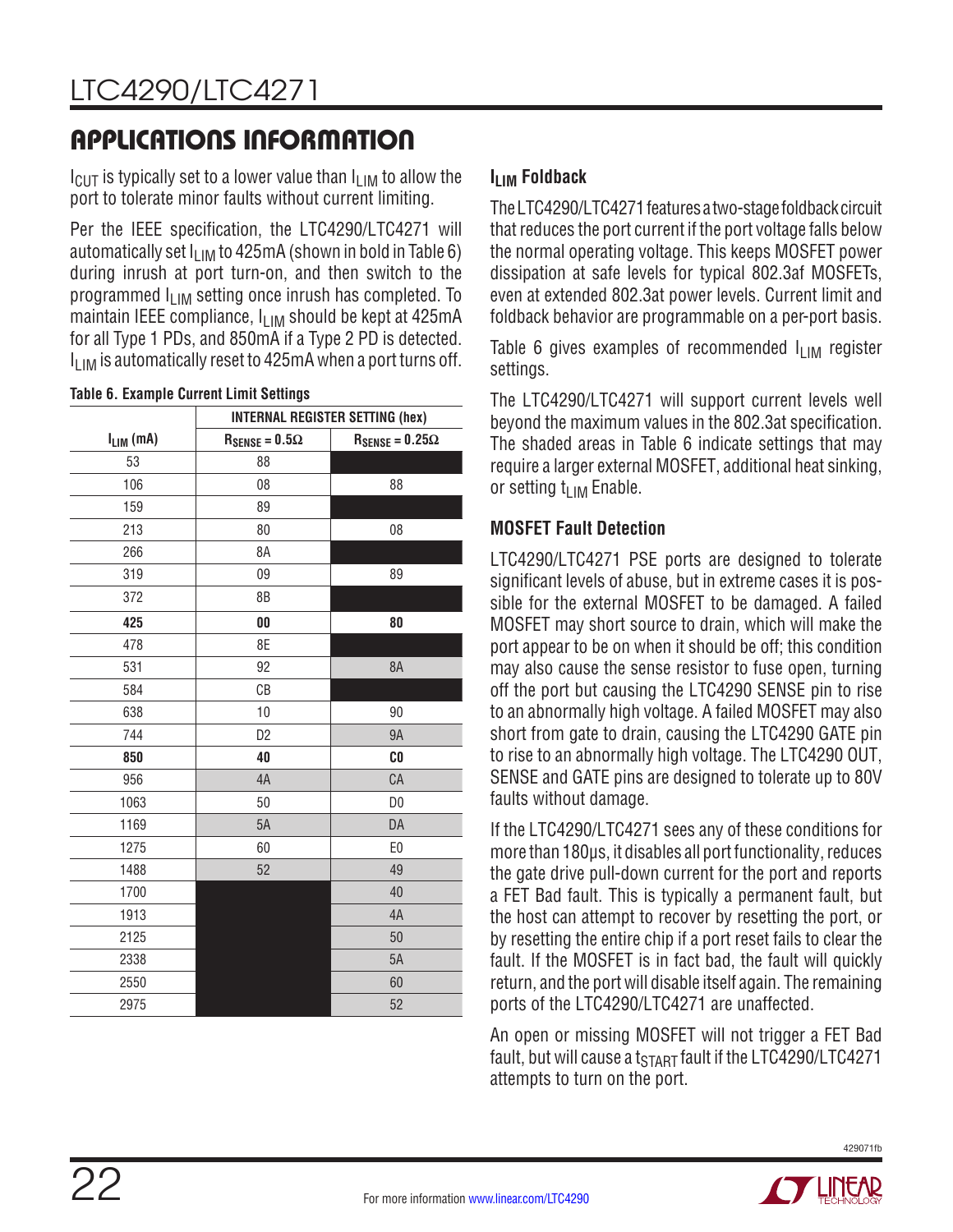## APPLICATIONS INFORMATION

$I_{CUT}$ is typically set to a lower value than $I_{LIM}$ to allow the port to tolerate minor faults without current limiting.

Per the IEEE specification, the LTC4290/LTC4271 will automatically set $I_{LIM}$ to 425mA (shown in bold in Table 6) during inrush at port turn-on, and then switch to the programmed $I_{LIM}$ setting once inrush has completed. To maintain IEEE compliance, $I_{LIM}$ should be kept at 425mA for all Type 1 PDs, and 850mA if a Type 2 PD is detected. $I_{LIM}$ is automatically reset to 425mA when a port turns off.

**Table 6. Example Current Limit Settings**

| | INTERNAL REGISTER SETTING (hex) | |
|---|---|---|
| $I_{LIM}$ (mA) | $R_{SENSE} = 0.5\Omega$ | $R_{SENSE} = 0.25\Omega$ |
| 53 | 88 | |
| 106 | 08 | 88 |
| 159 | 89 | |
| 213 | 80 | 08 |
| 266 | 8A | |
| 319 | 09 | 89 |
| 372 | 8B | |
| **425** | **00** | **80** |
| 478 | 8E | |
| 531 | 92 | 8A |
| 584 | CB | |
| 638 | 10 | 90 |
| 744 | D2 | 9A |
| **850** | **40** | **C0** |
| 956 | 4A | CA |
| 1063 | 50 | D0 |
| 1169 | 5A | DA |
| 1275 | 60 | E0 |
| 1488 | 52 | 49 |
| 1700 | | 40 |
| 1913 | | 4A |
| 2125 | | 50 |
| 2338 | | 5A |
| 2550 | | 60 |
| 2975 | | 52 |

### $I_{LIM}$ Foldback

The LTC4290/LTC4271 features a two-stage foldback circuit that reduces the port current if the port voltage falls below the normal operating voltage. This keeps MOSFET power dissipation at safe levels for typical 802.3af MOSFETs, even at extended 802.3at power levels. Current limit and foldback behavior are programmable on a per-port basis.

Table 6 gives examples of recommended $I_{LIM}$ register settings.

The LTC4290/LTC4271 will support current levels well beyond the maximum values in the 802.3at specification. The shaded areas in Table 6 indicate settings that may require a larger external MOSFET, additional heat sinking, or setting $t_{LIM}$ Enable.

### MOSFET Fault Detection

LTC4290/LTC4271 PSE ports are designed to tolerate significant levels of abuse, but in extreme cases it is possible for the external MOSFET to be damaged. A failed MOSFET may short source to drain, which will make the port appear to be on when it should be off; this condition may also cause the sense resistor to fuse open, turning off the port but causing the LTC4290 SENSE pin to rise to an abnormally high voltage. A failed MOSFET may also short from gate to drain, causing the LTC4290 GATE pin to rise to an abnormally high voltage. The LTC4290 OUT, SENSE and GATE pins are designed to tolerate up to 80V faults without damage.

If the LTC4290/LTC4271 sees any of these conditions for more than 180µs, it disables all port functionality, reduces the gate drive pull-down current for the port and reports a FET Bad fault. This is typically a permanent fault, but the host can attempt to recover by resetting the port, or by resetting the entire chip if a port reset fails to clear the fault. If the MOSFET is in fact bad, the fault will quickly return, and the port will disable itself again. The remaining ports of the LTC4290/LTC4271 are unaffected.

An open or missing MOSFET will not trigger a FET Bad fault, but will cause a $t_{START}$ fault if the LTC4290/LTC4271 attempts to turn on the port.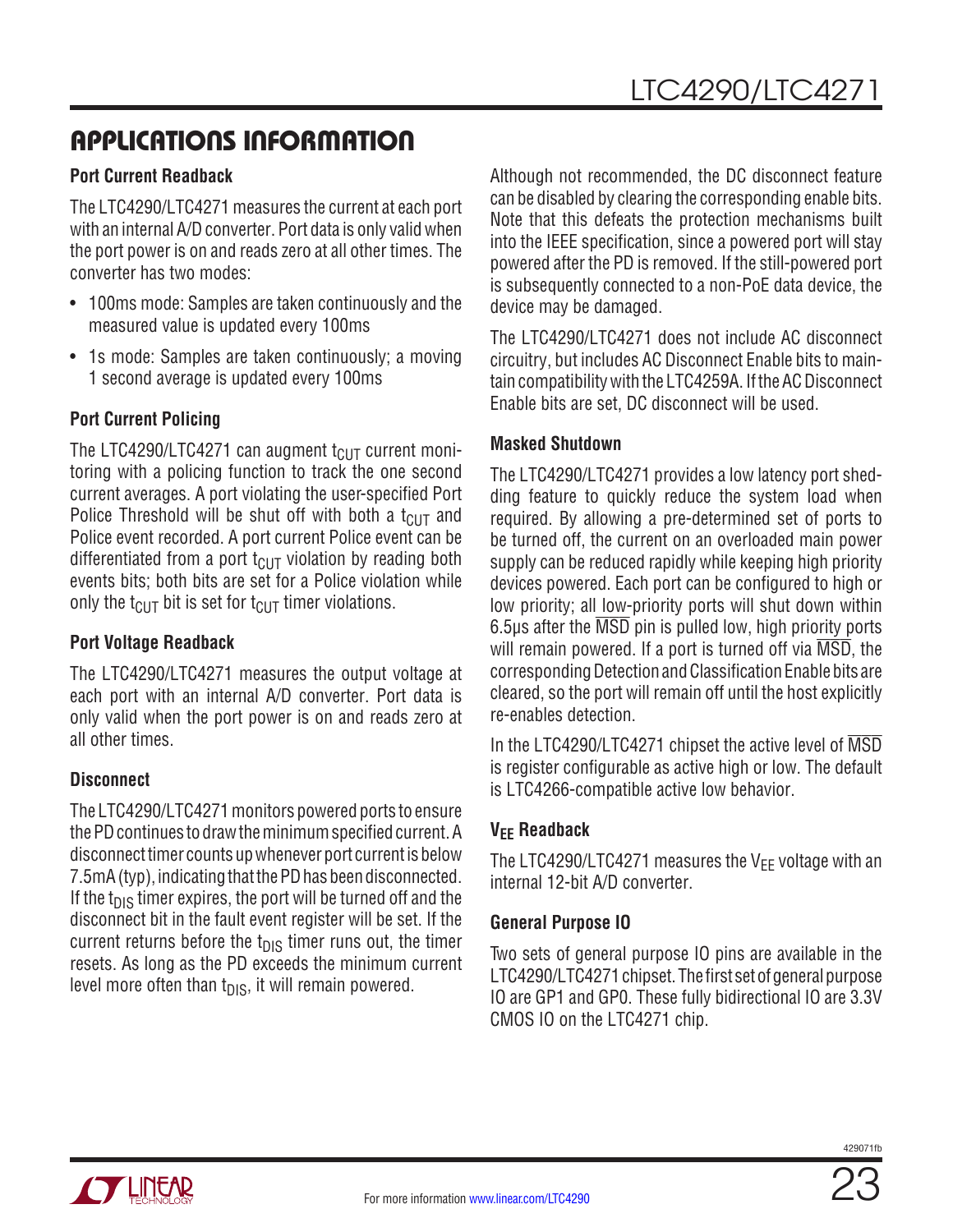## APPLICATIONS INFORMATION

### Port Current Readback

The LTC4290/LTC4271 measures the current at each port with an internal A/D converter. Port data is only valid when the port power is on and reads zero at all other times. The converter has two modes:

- 100ms mode: Samples are taken continuously and the measured value is updated every 100ms
- 1s mode: Samples are taken continuously; a moving 1 second average is updated every 100ms

### Port Current Policing

The LTC4290/LTC4271 can augment $t_{CUT}$ current monitoring with a policing function to track the one second current averages. A port violating the user-specified Port Police Threshold will be shut off with both a $t_{CUT}$ and Police event recorded. A port current Police event can be differentiated from a port $t_{CUT}$ violation by reading both events bits; both bits are set for a Police violation while only the $t_{CUT}$ bit is set for $t_{CUT}$ timer violations.

### Port Voltage Readback

The LTC4290/LTC4271 measures the output voltage at each port with an internal A/D converter. Port data is only valid when the port power is on and reads zero at all other times.

### Disconnect

The LTC4290/LTC4271 monitors powered ports to ensure the PD continues to draw the minimum specified current. A disconnect timer counts up whenever port current is below 7.5mA (typ), indicating that the PD has been disconnected. If the $t_{DIS}$ timer expires, the port will be turned off and the disconnect bit in the fault event register will be set. If the current returns before the $t_{DIS}$ timer runs out, the timer resets. As long as the PD exceeds the minimum current level more often than $t_{DIS}$, it will remain powered.

Although not recommended, the DC disconnect feature can be disabled by clearing the corresponding enable bits. Note that this defeats the protection mechanisms built into the IEEE specification, since a powered port will stay powered after the PD is removed. If the still-powered port is subsequently connected to a non-PoE data device, the device may be damaged.

The LTC4290/LTC4271 does not include AC disconnect circuitry, but includes AC Disconnect Enable bits to maintain compatibility with the LTC4259A. If the AC Disconnect Enable bits are set, DC disconnect will be used.

### Masked Shutdown

The LTC4290/LTC4271 provides a low latency port shedding feature to quickly reduce the system load when required. By allowing a pre-determined set of ports to be turned off, the current on an overloaded main power supply can be reduced rapidly while keeping high priority devices powered. Each port can be configured to high or low priority; all low-priority ports will shut down within 6.5µs after the $\overline{MSD}$ pin is pulled low, high priority ports will remain powered. If a port is turned off via $\overline{MSD}$, the corresponding Detection and Classification Enable bits are cleared, so the port will remain off until the host explicitly re-enables detection.

In the LTC4290/LTC4271 chipset the active level of $\overline{MSD}$ is register configurable as active high or low. The default is LTC4266-compatible active low behavior.

### $V_{EE}$ Readback

The LTC4290/LTC4271 measures the $V_{EE}$ voltage with an internal 12-bit A/D converter.

### General Purpose IO

Two sets of general purpose IO pins are available in the LTC4290/LTC4271 chipset. The first set of general purpose IO are GP1 and GP0. These fully bidirectional IO are 3.3V CMOS IO on the LTC4271 chip.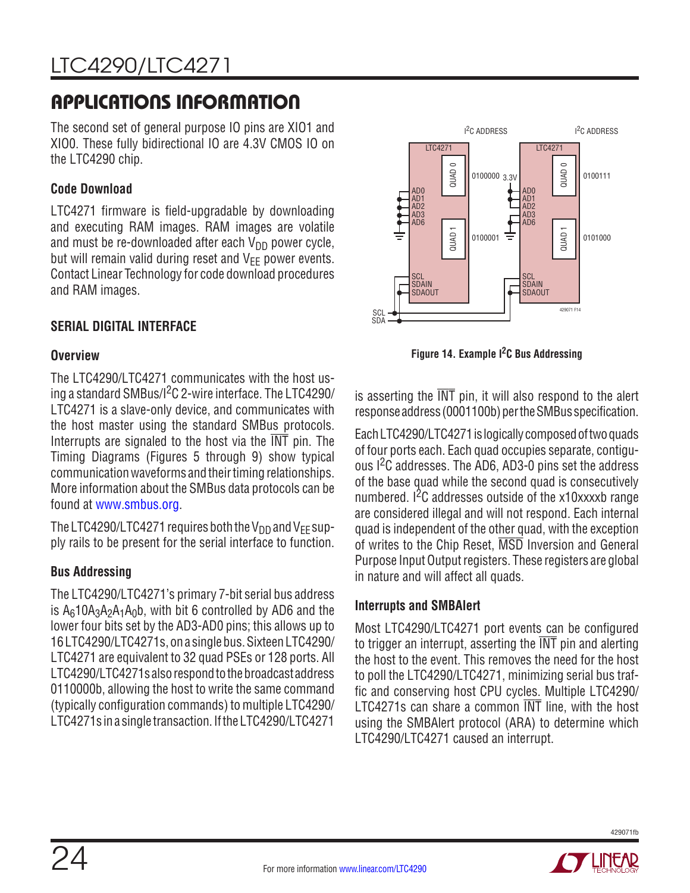## APPLICATIONS INFORMATION

The second set of general purpose IO pins are XIO1 and XIO0. These fully bidirectional IO are 4.3V CMOS IO on the LTC4290 chip.

### Code Download

LTC4271 firmware is field-upgradable by downloading and executing RAM images. RAM images are volatile and must be re-downloaded after each $V_{DD}$ power cycle, but will remain valid during reset and $V_{EE}$ power events. Contact Linear Technology for code download procedures and RAM images.

## SERIAL DIGITAL INTERFACE

### Overview

The LTC4290/LTC4271 communicates with the host using a standard SMBus/I²C 2-wire interface. The LTC4290/LTC4271 is a slave-only device, and communicates with the host master using the standard SMBus protocols. Interrupts are signaled to the host via the $\overline{INT}$ pin. The Timing Diagrams (Figures 5 through 9) show typical communication waveforms and their timing relationships. More information about the SMBus data protocols can be found at www.smbus.org.

The LTC4290/LTC4271 requires both the $V_{DD}$ and $V_{EE}$ supply rails to be present for the serial interface to function.

### Bus Addressing

The LTC4290/LTC4271's primary 7-bit serial bus address is $A_6 1 0 A_3 A_2 A_1 A_0$b, with bit 6 controlled by AD6 and the lower four bits set by the AD3-AD0 pins; this allows up to 16 LTC4290/LTC4271s, on a single bus. Sixteen LTC4290/LTC4271 are equivalent to 32 quad PSEs or 128 ports. All LTC4290/LTC4271s also respond to the broadcast address 0110000b, allowing the host to write the same command (typically configuration commands) to multiple LTC4290/LTC4271s in a single transaction. If the LTC4290/LTC4271 is asserting the $\overline{INT}$ pin, it will also respond to the alert response address (0001100b) per the SMBus specification.

LTC4271
QUAD 0
QUAD 1
AD0
AD1
AD2
AD3
AD6
SCL
SDAIN
SDAOUT
I²C ADDRESS
0100000
0100001
3.3V
LTC4271
QUAD 0
QUAD 1
I²C ADDRESS
0100111
0101000
SCL
SDA
429071 F14

**Figure 14. Example I²C Bus Addressing**

Each LTC4290/LTC4271 is logically composed of two quads of four ports each. Each quad occupies separate, contiguous I²C addresses. The AD6, AD3-0 pins set the address of the base quad while the second quad is consecutively numbered. I²C addresses outside of the x10xxxxb range are considered illegal and will not respond. Each internal quad is independent of the other quad, with the exception of writes to the Chip Reset, $\overline{MSD}$ Inversion and General Purpose Input Output registers. These registers are global in nature and will affect all quads.

### Interrupts and SMBAlert

Most LTC4290/LTC4271 port events can be configured to trigger an interrupt, asserting the $\overline{INT}$ pin and alerting the host to the event. This removes the need for the host to poll the LTC4290/LTC4271, minimizing serial bus traffic and conserving host CPU cycles. Multiple LTC4290/LTC4271s can share a common $\overline{INT}$ line, with the host using the SMBAlert protocol (ARA) to determine which LTC4290/LTC4271 caused an interrupt.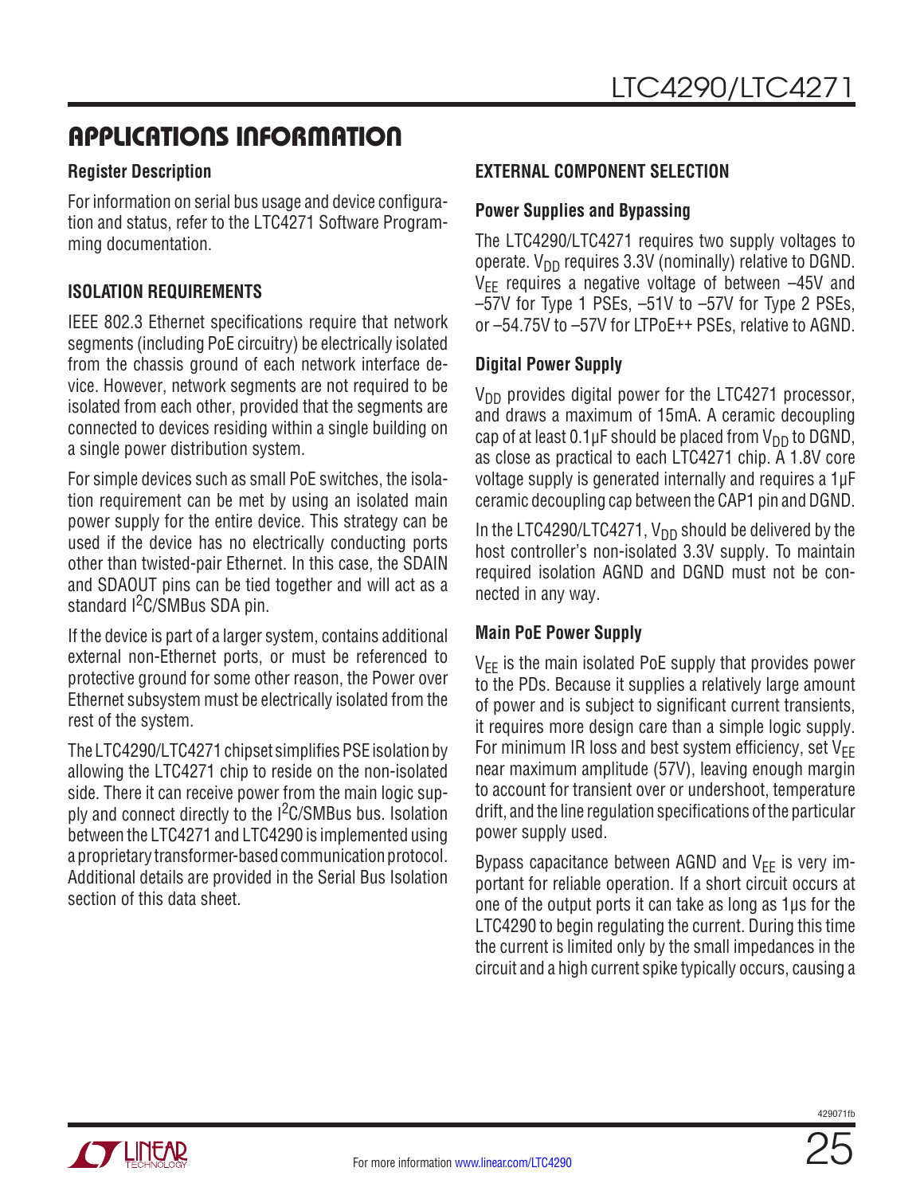## APPLICATIONS INFORMATION

### Register Description

For information on serial bus usage and device configuration and status, refer to the LTC4271 Software Programming documentation.

### ISOLATION REQUIREMENTS

IEEE 802.3 Ethernet specifications require that network segments (including PoE circuitry) be electrically isolated from the chassis ground of each network interface device. However, network segments are not required to be isolated from each other, provided that the segments are connected to devices residing within a single building on a single power distribution system.

For simple devices such as small PoE switches, the isolation requirement can be met by using an isolated main power supply for the entire device. This strategy can be used if the device has no electrically conducting ports other than twisted-pair Ethernet. In this case, the SDAIN and SDAOUT pins can be tied together and will act as a standard $I^2C$/SMBus SDA pin.

If the device is part of a larger system, contains additional external non-Ethernet ports, or must be referenced to protective ground for some other reason, the Power over Ethernet subsystem must be electrically isolated from the rest of the system.

The LTC4290/LTC4271 chipset simplifies PSE isolation by allowing the LTC4271 chip to reside on the non-isolated side. There it can receive power from the main logic supply and connect directly to the $I^2C$/SMBus bus. Isolation between the LTC4271 and LTC4290 is implemented using a proprietary transformer-based communication protocol. Additional details are provided in the Serial Bus Isolation section of this data sheet.

### EXTERNAL COMPONENT SELECTION

### Power Supplies and Bypassing

The LTC4290/LTC4271 requires two supply voltages to operate. $V_{DD}$ requires 3.3V (nominally) relative to DGND. $V_{EE}$ requires a negative voltage of between –45V and –57V for Type 1 PSEs, –51V to –57V for Type 2 PSEs, or –54.75V to –57V for LTPoE++ PSEs, relative to AGND.

### Digital Power Supply

$V_{DD}$ provides digital power for the LTC4271 processor, and draws a maximum of 15mA. A ceramic decoupling cap of at least 0.1µF should be placed from $V_{DD}$ to DGND, as close as practical to each LTC4271 chip. A 1.8V core voltage supply is generated internally and requires a 1µF ceramic decoupling cap between the CAP1 pin and DGND.

In the LTC4290/LTC4271, $V_{DD}$ should be delivered by the host controller's non-isolated 3.3V supply. To maintain required isolation AGND and DGND must not be connected in any way.

### Main PoE Power Supply

$V_{EE}$ is the main isolated PoE supply that provides power to the PDs. Because it supplies a relatively large amount of power and is subject to significant current transients, it requires more design care than a simple logic supply. For minimum IR loss and best system efficiency, set $V_{EE}$ near maximum amplitude (57V), leaving enough margin to account for transient over or undershoot, temperature drift, and the line regulation specifications of the particular power supply used.

Bypass capacitance between AGND and $V_{EE}$ is very important for reliable operation. If a short circuit occurs at one of the output ports it can take as long as 1µs for the LTC4290 to begin regulating the current. During this time the current is limited only by the small impedances in the circuit and a high current spike typically occurs, causing a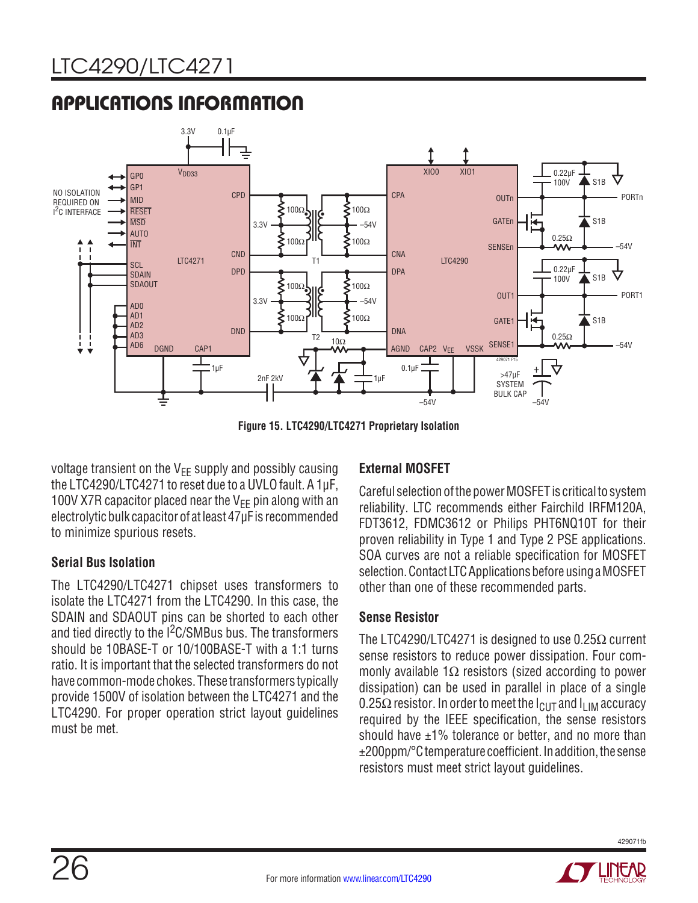## APPLICATIONS INFORMATION

Figure 15. LTC4290/LTC4271 Proprietary Isolation

voltage transient on the $V_{EE}$ supply and possibly causing the LTC4290/LTC4271 to reset due to a UVLO fault. A 1µF, 100V X7R capacitor placed near the $V_{EE}$ pin along with an electrolytic bulk capacitor of at least 47µF is recommended to minimize spurious resets.

### Serial Bus Isolation

The LTC4290/LTC4271 chipset uses transformers to isolate the LTC4271 from the LTC4290. In this case, the SDAIN and SDAOUT pins can be shorted to each other and tied directly to the I²C/SMBus bus. The transformers should be 10BASE-T or 10/100BASE-T with a 1:1 turns ratio. It is important that the selected transformers do not have common-mode chokes. These transformers typically provide 1500V of isolation between the LTC4271 and the LTC4290. For proper operation strict layout guidelines must be met.

### External MOSFET

Careful selection of the power MOSFET is critical to system reliability. LTC recommends either Fairchild IRFM120A, FDT3612, FDMC3612 or Philips PHT6NQ10T for their proven reliability in Type 1 and Type 2 PSE applications. SOA curves are not a reliable specification for MOSFET selection. Contact LTC Applications before using a MOSFET other than one of these recommended parts.

### Sense Resistor

The LTC4290/LTC4271 is designed to use 0.25Ω current sense resistors to reduce power dissipation. Four commonly available 1Ω resistors (sized according to power dissipation) can be used in parallel in place of a single 0.25Ω resistor. In order to meet the $I_{CUT}$ and $I_{LIM}$ accuracy required by the IEEE specification, the sense resistors should have ±1% tolerance or better, and no more than ±200ppm/°C temperature coefficient. In addition, the sense resistors must meet strict layout guidelines.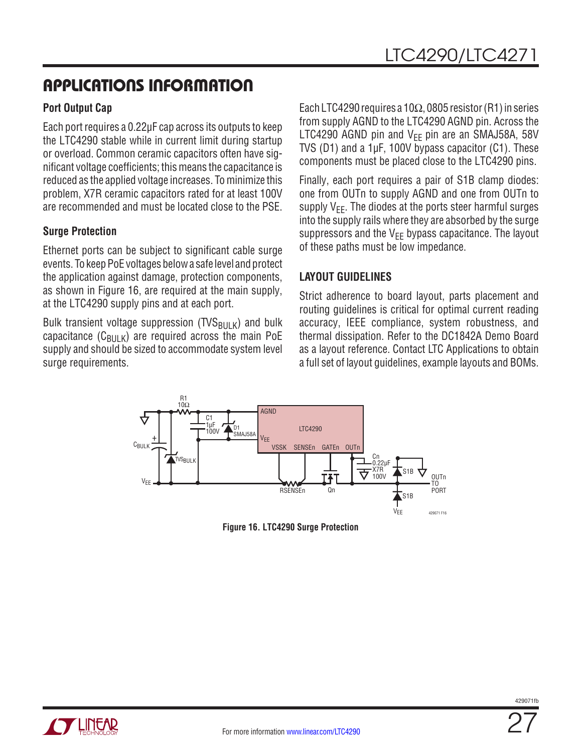## APPLICATIONS INFORMATION

### Port Output Cap

Each port requires a 0.22µF cap across its outputs to keep the LTC4290 stable while in current limit during startup or overload. Common ceramic capacitors often have significant voltage coefficients; this means the capacitance is reduced as the applied voltage increases. To minimize this problem, X7R ceramic capacitors rated for at least 100V are recommended and must be located close to the PSE.

### Surge Protection

Ethernet ports can be subject to significant cable surge events. To keep PoE voltages below a safe level and protect the application against damage, protection components, as shown in Figure 16, are required at the main supply, at the LTC4290 supply pins and at each port.

Bulk transient voltage suppression ($TVS_{BULK}$) and bulk capacitance ($C_{BULK}$) are required across the main PoE supply and should be sized to accommodate system level surge requirements.

Each LTC4290 requires a 10Ω, 0805 resistor (R1) in series from supply AGND to the LTC4290 AGND pin. Across the LTC4290 AGND pin and $V_{EE}$ pin are an SMAJ58A, 58V TVS (D1) and a 1µF, 100V bypass capacitor (C1). These components must be placed close to the LTC4290 pins.

Finally, each port requires a pair of S1B clamp diodes: one from OUTn to supply AGND and one from OUTn to supply $V_{EE}$. The diodes at the ports steer harmful surges into the supply rails where they are absorbed by the surge suppressors and the $V_{EE}$ bypass capacitance. The layout of these paths must be low impedance.

### LAYOUT GUIDELINES

Strict adherence to board layout, parts placement and routing guidelines is critical for optimal current reading accuracy, IEEE compliance, system robustness, and thermal dissipation. Refer to the DC1842A Demo Board as a layout reference. Contact LTC Applications to obtain a full set of layout guidelines, example layouts and BOMs.

R1
10Ω
C1
1µF
100V
D1
SMAJ58A
AGND
LTC4290
$V_{EE}$
VSSK SENSEn GATEn OUTn
$C_{BULK}$
$TVS_{BULK}$
$V_{EE}$
RSENSEn
Qn
Cn
0.22µF
X7R
100V
S1B
S1B
OUTn
TO
PORT
$V_{EE}$
429071 F16

Figure 16. LTC4290 Surge Protection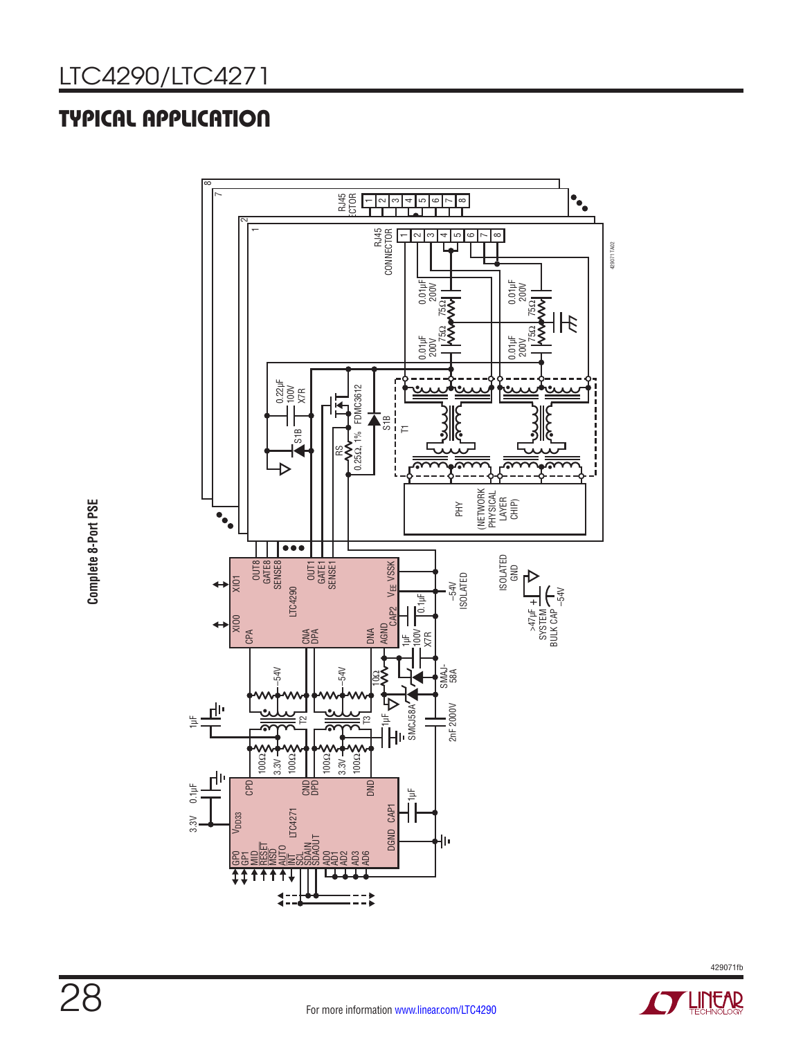## TYPICAL APPLICATION

Complete 8-Port PSE

LTC4290

LTC4271

XIO1
OUT8
GATE8
SENSE8
OUT1
GATE1
SENSE1
VSSK
XIO0
CPA
CNA
DPA
DNA
AGND
CAP2
$V_{EE}$

–54V ISOLATED

0.1µF

1µF 100V X7R

10Ω

SMAJ-58A

SMCJ58A

2nF 2000V

T2

T3

1µF

–54V

–54V

100Ω

3.3V

100Ω

100Ω

3.3V

100Ω

3.3V

0.1µF

$V_{DD33}$

CPD

CND

DPD

DND

CAP1

1µF

DGND

GP0
GP1
MID
RESET
MSD
AUTO
INT
SCL
SDAIN
SDAOUT
AD0
AD1
AD2
AD3
AD6

0.22µF 100V X7R

S1B

RS 0.25Ω, 1%

FDMC3612

S1B

T1

PHY (NETWORK PHYSICAL LAYER CHIP)

RJ45 CONNECTOR

1 2 3 4 5 6 7 8

0.01µF 200V

75Ω

75Ω

0.01µF 200V

0.01µF 200V

75Ω

75Ω

0.01µF 200V

ISOLATED GND

>47µF SYSTEM BULK CAP

–54V

429071 TA02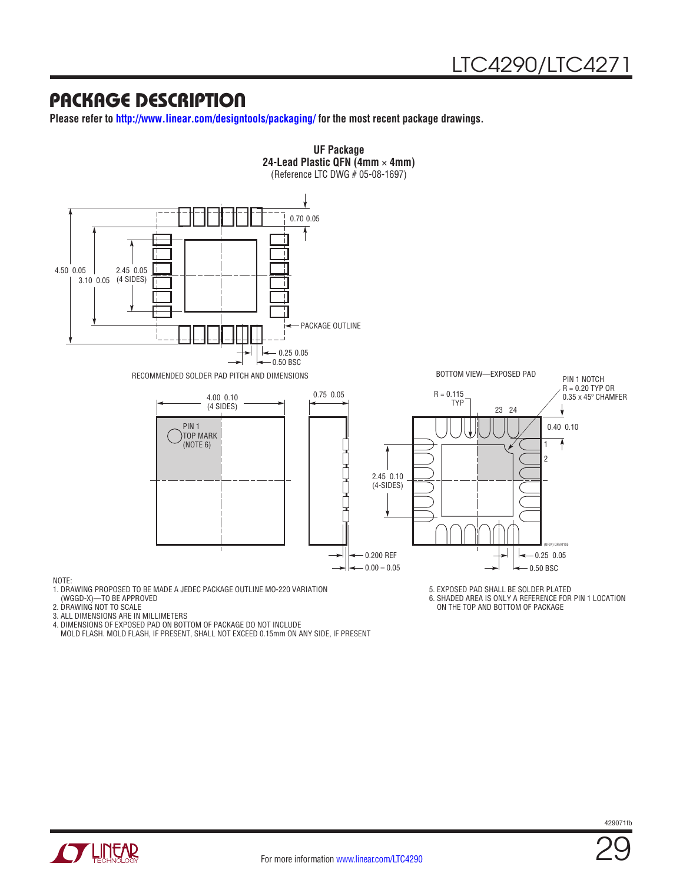# PACKAGE DESCRIPTION

**Please refer to http://www.linear.com/designtools/packaging/ for the most recent package drawings.**

**UF Package**
**24-Lead Plastic QFN (4mm × 4mm)**
(Reference LTC DWG # 05-08-1697)

0.70 ±0.05

4.50 ±0.05

3.10 ±0.05

2.45 ±0.05
(4 SIDES)

PACKAGE OUTLINE

0.25 ±0.05

0.50 BSC

RECOMMENDED SOLDER PAD PITCH AND DIMENSIONS

4.00 ±0.10
(4 SIDES)

PIN 1
TOP MARK
(NOTE 6)

0.75 ±0.05

0.200 REF

0.00 – 0.05

BOTTOM VIEW—EXPOSED PAD

R = 0.115
TYP

PIN 1 NOTCH
R = 0.20 TYP OR
0.35 × 45° CHAMFER

23 24

0.40 ±0.10

1

2

2.45 ±0.10
(4-SIDES)

(UF24) QFN 0105

0.25 ±0.05

0.50 BSC

NOTE:
1. DRAWING PROPOSED TO BE MADE A JEDEC PACKAGE OUTLINE MO-220 VARIATION (WGGD-X)—TO BE APPROVED
2. DRAWING NOT TO SCALE
3. ALL DIMENSIONS ARE IN MILLIMETERS
4. DIMENSIONS OF EXPOSED PAD ON BOTTOM OF PACKAGE DO NOT INCLUDE MOLD FLASH. MOLD FLASH, IF PRESENT, SHALL NOT EXCEED 0.15mm ON ANY SIDE, IF PRESENT
5. EXPOSED PAD SHALL BE SOLDER PLATED
6. SHADED AREA IS ONLY A REFERENCE FOR PIN 1 LOCATION ON THE TOP AND BOTTOM OF PACKAGE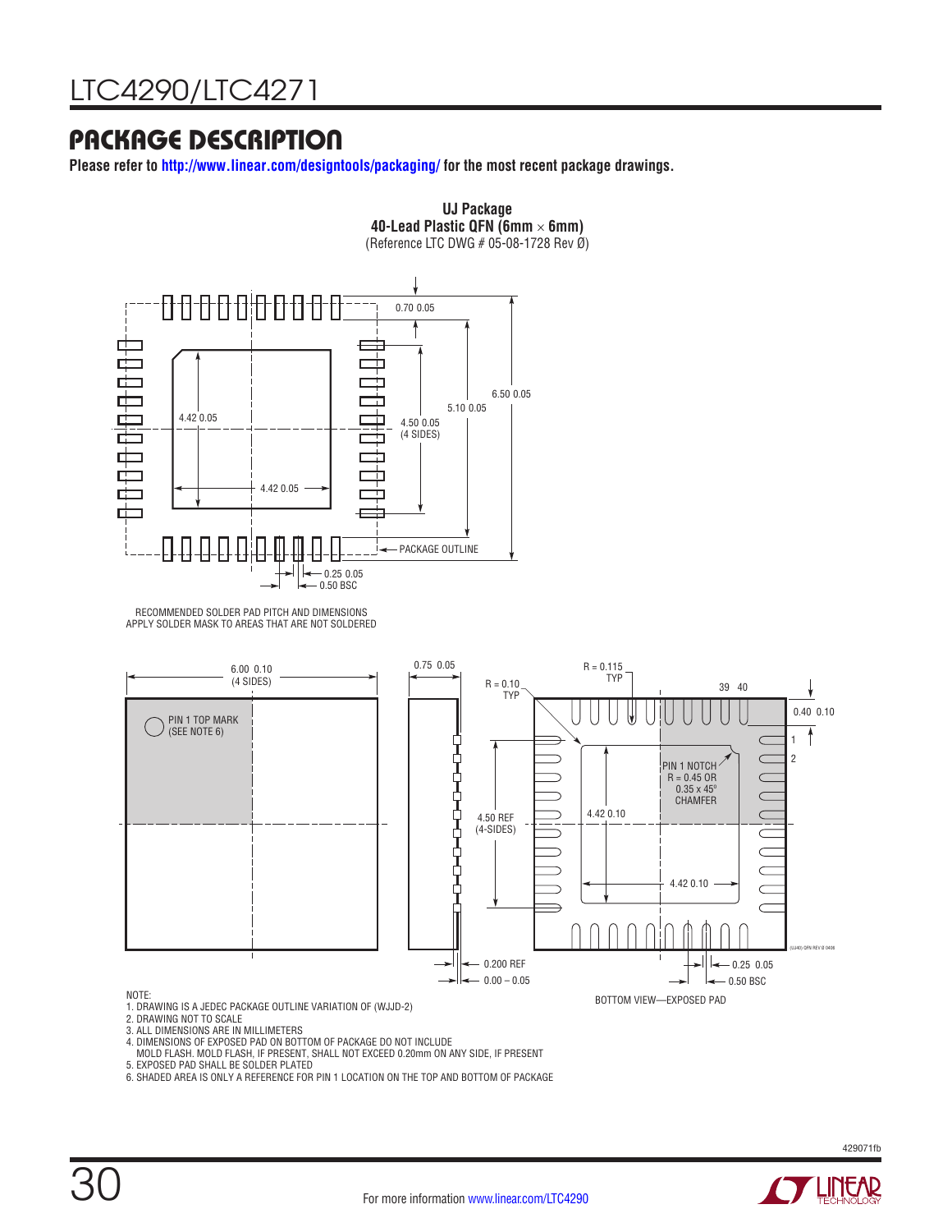## PACKAGE DESCRIPTION

**Please refer to http://www.linear.com/designtools/packaging/ for the most recent package drawings.**

**UJ Package**
**40-Lead Plastic QFN (6mm × 6mm)**
(Reference LTC DWG # 05-08-1728 Rev Ø)

0.70 0.05

6.50 0.05

5.10 0.05

4.42 0.05

4.50 0.05
(4 SIDES)

4.42 0.05

PACKAGE OUTLINE

0.25 0.05
0.50 BSC

RECOMMENDED SOLDER PAD PITCH AND DIMENSIONS
APPLY SOLDER MASK TO AREAS THAT ARE NOT SOLDERED

6.00 0.10
(4 SIDES)

PIN 1 TOP MARK
(SEE NOTE 6)

0.75 0.05

R = 0.10
TYP

R = 0.115
TYP

39 40

0.40 0.10

1
2

PIN 1 NOTCH
R = 0.45 OR
0.35 x 45°
CHAMFER

4.50 REF
(4-SIDES)

4.42 0.10

4.42 0.10

(UJ40) QFN REV Ø 0406

0.200 REF
0.00 – 0.05

0.25 0.05
0.50 BSC

BOTTOM VIEW—EXPOSED PAD

NOTE:
1. DRAWING IS A JEDEC PACKAGE OUTLINE VARIATION OF (WJJD-2)
2. DRAWING NOT TO SCALE
3. ALL DIMENSIONS ARE IN MILLIMETERS
4. DIMENSIONS OF EXPOSED PAD ON BOTTOM OF PACKAGE DO NOT INCLUDE
MOLD FLASH. MOLD FLASH, IF PRESENT, SHALL NOT EXCEED 0.20mm ON ANY SIDE, IF PRESENT
5. EXPOSED PAD SHALL BE SOLDER PLATED
6. SHADED AREA IS ONLY A REFERENCE FOR PIN 1 LOCATION ON THE TOP AND BOTTOM OF PACKAGE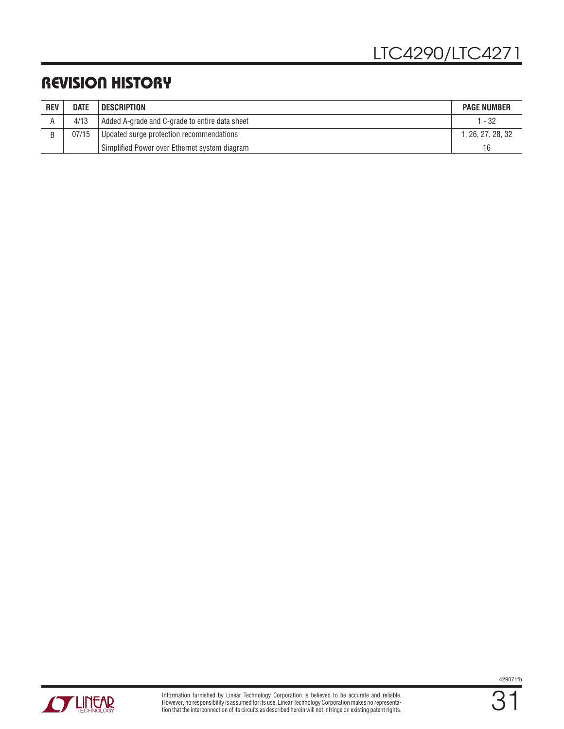## REVISION HISTORY

| REV | DATE | DESCRIPTION | PAGE NUMBER |
|---|---|---|---|
| A | 4/13 | Added A-grade and C-grade to entire data sheet | 1 - 32 |
| B | 07/15 | Updated surge protection recommendations | 1, 26, 27, 28, 32 |
| | | Simplified Power over Ethernet system diagram | 16 |

Information furnished by Linear Technology Corporation is believed to be accurate and reliable. However, no responsibility is assumed for its use. Linear Technology Corporation makes no representation that the interconnection of its circuits as described herein will not infringe on existing patent rights.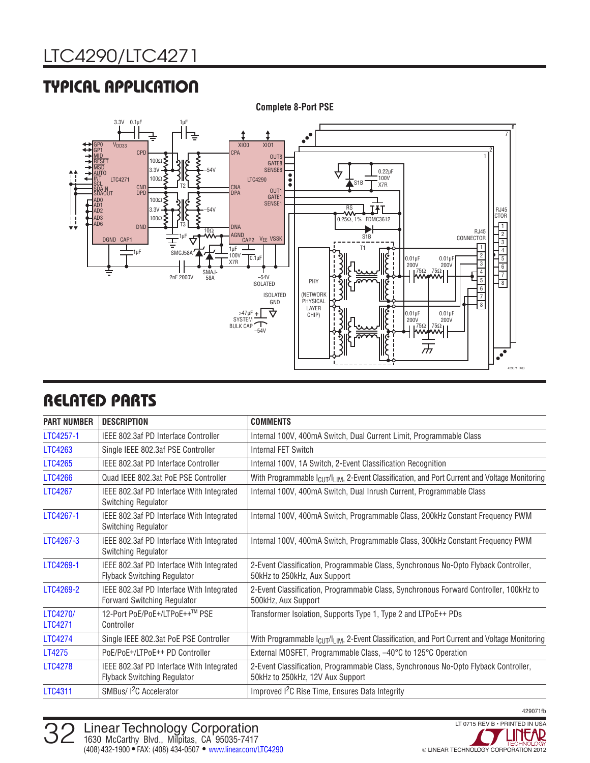## TYPICAL APPLICATION

**Complete 8-Port PSE**

3.3V 0.1µF
1µF
GP0
GP1
MID
RESET
MSD
AUTO
INT
SCL
SDAIN
SDAOUT
AD0
AD1
AD2
AD3
AD6
$V_{DD33}$
CPD
LTC4271
CND
DPD
DND
DGND CAP1
1µF
100Ω
3.3V
100Ω
T2
100Ω
3.3V
100Ω
T3
–54V
–54V
1µF
10Ω
SMCJ58A
SMAJ-58A
2nF 2000V
XIO0 XIO1
CPA
OUT8
GATE8
SENSE8
LTC4290
CNA
DPA
OUT1
GATE1
SENSE1
DNA
AGND
CAP2 $V_{EE}$ VSSK
1µF 100V X7R
0.1µF
–54V ISOLATED
ISOLATED GND
>47µF SYSTEM BULK CAP
–54V
S1B
0.22µF 100V X7R
RS
0.25Ω, 1%
FDMC3612
S1B
T1
PHY (NETWORK PHYSICAL LAYER CHIP)
0.01µF 200V
75Ω 75Ω
0.01µF 200V
0.01µF 200V
75Ω 75Ω
0.01µF 200V
RJ45 CONNECTOR
1 2 3 4 5 6 7 8
RJ45 CTOR
1 2 3 4 5 6 7 8
1 2 7 8
429071 TA03

## RELATED PARTS

| PART NUMBER | DESCRIPTION | COMMENTS |
|---|---|---|
| LTC4257-1 | IEEE 802.3af PD Interface Controller | Internal 100V, 400mA Switch, Dual Current Limit, Programmable Class |
| LTC4263 | Single IEEE 802.3af PSE Controller | Internal FET Switch |
| LTC4265 | IEEE 802.3at PD Interface Controller | Internal 100V, 1A Switch, 2-Event Classification Recognition |
| LTC4266 | Quad IEEE 802.3at PoE PSE Controller | With Programmable $I_{CUT}/I_{LIM}$, 2-Event Classification, and Port Current and Voltage Monitoring |
| LTC4267 | IEEE 802.3af PD Interface With Integrated Switching Regulator | Internal 100V, 400mA Switch, Dual Inrush Current, Programmable Class |
| LTC4267-1 | IEEE 802.3af PD Interface With Integrated Switching Regulator | Internal 100V, 400mA Switch, Programmable Class, 200kHz Constant Frequency PWM |
| LTC4267-3 | IEEE 802.3af PD Interface With Integrated Switching Regulator | Internal 100V, 400mA Switch, Programmable Class, 300kHz Constant Frequency PWM |
| LTC4269-1 | IEEE 802.3af PD Interface With Integrated Flyback Switching Regulator | 2-Event Classification, Programmable Class, Synchronous No-Opto Flyback Controller, 50kHz to 250kHz, Aux Support |
| LTC4269-2 | IEEE 802.3af PD Interface With Integrated Forward Switching Regulator | 2-Event Classification, Programmable Class, Synchronous Forward Controller, 100kHz to 500kHz, Aux Support |
| LTC4270/ LTC4271 | 12-Port PoE/PoE+/LTPoE++™ PSE Controller | Transformer Isolation, Supports Type 1, Type 2 and LTPoE++ PDs |
| LTC4274 | Single IEEE 802.3at PoE PSE Controller | With Programmable $I_{CUT}/I_{LIM}$, 2-Event Classification, and Port Current and Voltage Monitoring |
| LT4275 | PoE/PoE+/LTPoE++ PD Controller | External MOSFET, Programmable Class, –40°C to 125°C Operation |
| LTC4278 | IEEE 802.3af PD Interface With Integrated Flyback Switching Regulator | 2-Event Classification, Programmable Class, Synchronous No-Opto Flyback Controller, 50kHz to 250kHz, 12V Aux Support |
| LTC4311 | SMBus/ I²C Accelerator | Improved I²C Rise Time, Ensures Data Integrity |

Linear Technology Corporation
1630 McCarthy Blvd., Milpitas, CA 95035-7417
(408) 432-1900 • FAX: (408) 434-0507 • www.linear.com/LTC4290

LT 0715 REV B • PRINTED IN USA
© LINEAR TECHNOLOGY CORPORATION 2012